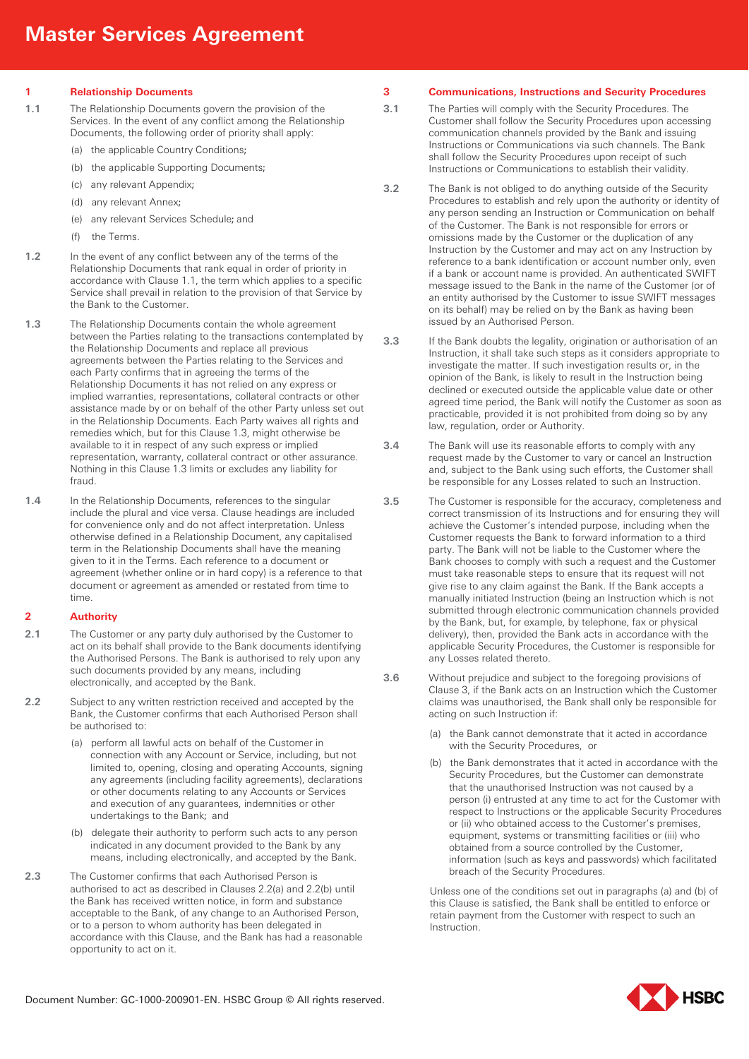# Master Services Agreement

## 1 Relationship Documents

**1.1** The Relationship Documents govern the provision of the Services. In the event of any conflict among the Relationship Documents, the following order of priority shall apply:

(a) the applicable Country Conditions;

(b) the applicable Supporting Documents;

(c) any relevant Appendix;

(d) any relevant Annex;

(e) any relevant Services Schedule; and

(f) the Terms.

**1.2** In the event of any conflict between any of the terms of the Relationship Documents that rank equal in order of priority in accordance with Clause 1.1, the term which applies to a specific Service shall prevail in relation to the provision of that Service by the Bank to the Customer.

**1.3** The Relationship Documents contain the whole agreement between the Parties relating to the transactions contemplated by the Relationship Documents and replace all previous agreements between the Parties relating to the Services and each Party confirms that in agreeing the terms of the Relationship Documents it has not relied on any express or implied warranties, representations, collateral contracts or other assistance made by or on behalf of the other Party unless set out in the Relationship Documents. Each Party waives all rights and remedies which, but for this Clause 1.3, might otherwise be available to it in respect of any such express or implied representation, warranty, collateral contract or other assurance. Nothing in this Clause 1.3 limits or excludes any liability for fraud.

**1.4** In the Relationship Documents, references to the singular include the plural and vice versa. Clause headings are included for convenience only and do not affect interpretation. Unless otherwise defined in a Relationship Document, any capitalised term in the Relationship Documents shall have the meaning given to it in the Terms. Each reference to a document or agreement (whether online or in hard copy) is a reference to that document or agreement as amended or restated from time to time.

## 2 Authority

**2.1** The Customer or any party duly authorised by the Customer to act on its behalf shall provide to the Bank documents identifying the Authorised Persons. The Bank is authorised to rely upon any such documents provided by any means, including electronically, and accepted by the Bank.

**2.2** Subject to any written restriction received and accepted by the Bank, the Customer confirms that each Authorised Person shall be authorised to:

(a) perform all lawful acts on behalf of the Customer in connection with any Account or Service, including, but not limited to, opening, closing and operating Accounts, signing any agreements (including facility agreements), declarations or other documents relating to any Accounts or Services and execution of any guarantees, indemnities or other undertakings to the Bank; and

(b) delegate their authority to perform such acts to any person indicated in any document provided to the Bank by any means, including electronically, and accepted by the Bank.

**2.3** The Customer confirms that each Authorised Person is authorised to act as described in Clauses 2.2(a) and 2.2(b) until the Bank has received written notice, in form and substance acceptable to the Bank, of any change to an Authorised Person, or to a person to whom authority has been delegated in accordance with this Clause, and the Bank has had a reasonable opportunity to act on it.

## 3 Communications, Instructions and Security Procedures

**3.1** The Parties will comply with the Security Procedures. The Customer shall follow the Security Procedures upon accessing communication channels provided by the Bank and issuing Instructions or Communications via such channels. The Bank shall follow the Security Procedures upon receipt of such Instructions or Communications to establish their validity.

**3.2** The Bank is not obliged to do anything outside of the Security Procedures to establish and rely upon the authority or identity of any person sending an Instruction or Communication on behalf of the Customer. The Bank is not responsible for errors or omissions made by the Customer or the duplication of any Instruction by the Customer and may act on any Instruction by reference to a bank identification or account number only, even if a bank or account name is provided. An authenticated SWIFT message issued to the Bank in the name of the Customer (or of an entity authorised by the Customer to issue SWIFT messages on its behalf) may be relied on by the Bank as having been issued by an Authorised Person.

**3.3** If the Bank doubts the legality, origination or authorisation of an Instruction, it shall take such steps as it considers appropriate to investigate the matter. If such investigation results or, in the opinion of the Bank, is likely to result in the Instruction being declined or executed outside the applicable value date or other agreed time period, the Bank will notify the Customer as soon as practicable, provided it is not prohibited from doing so by any law, regulation, order or Authority.

**3.4** The Bank will use its reasonable efforts to comply with any request made by the Customer to vary or cancel an Instruction and, subject to the Bank using such efforts, the Customer shall be responsible for any Losses related to such an Instruction.

**3.5** The Customer is responsible for the accuracy, completeness and correct transmission of its Instructions and for ensuring they will achieve the Customer's intended purpose, including when the Customer requests the Bank to forward information to a third party. The Bank will not be liable to the Customer where the Bank chooses to comply with such a request and the Customer must take reasonable steps to ensure that its request will not give rise to any claim against the Bank. If the Bank accepts a manually initiated Instruction (being an Instruction which is not submitted through electronic communication channels provided by the Bank, but, for example, by telephone, fax or physical delivery), then, provided the Bank acts in accordance with the applicable Security Procedures, the Customer is responsible for any Losses related thereto.

**3.6** Without prejudice and subject to the foregoing provisions of Clause 3, if the Bank acts on an Instruction which the Customer claims was unauthorised, the Bank shall only be responsible for acting on such Instruction if:

(a) the Bank cannot demonstrate that it acted in accordance with the Security Procedures, or

(b) the Bank demonstrates that it acted in accordance with the Security Procedures, but the Customer can demonstrate that the unauthorised Instruction was not caused by a person (i) entrusted at any time to act for the Customer with respect to Instructions or the applicable Security Procedures or (ii) who obtained access to the Customer's premises, equipment, systems or transmitting facilities or (iii) who obtained from a source controlled by the Customer, information (such as keys and passwords) which facilitated breach of the Security Procedures.

Unless one of the conditions set out in paragraphs (a) and (b) of this Clause is satisfied, the Bank shall be entitled to enforce or retain payment from the Customer with respect to such an Instruction.

Document Number: GC-1000-200901-EN. HSBC Group © All rights reserved.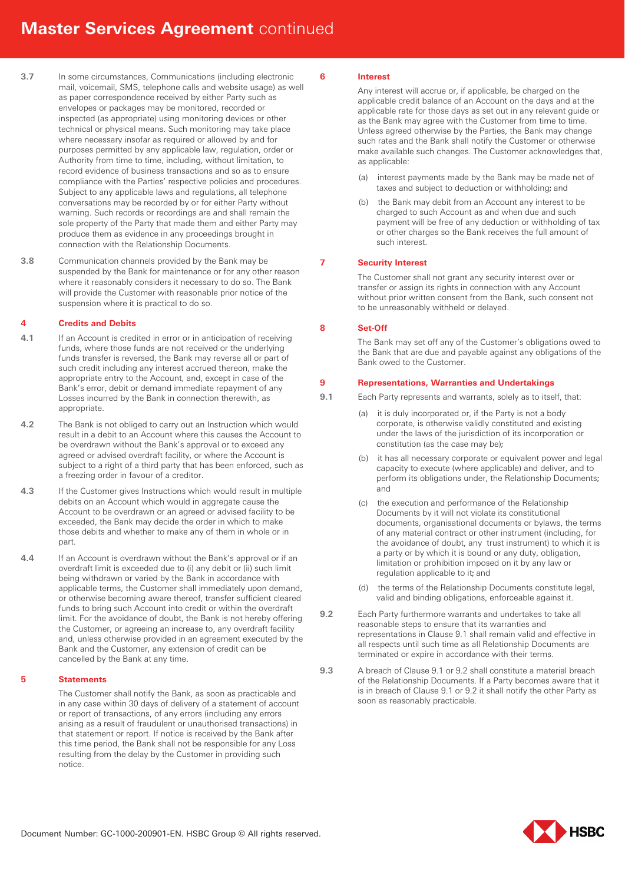**3.7** In some circumstances, Communications (including electronic mail, voicemail, SMS, telephone calls and website usage) as well as paper correspondence received by either Party such as envelopes or packages may be monitored, recorded or inspected (as appropriate) using monitoring devices or other technical or physical means. Such monitoring may take place where necessary insofar as required or allowed by and for purposes permitted by any applicable law, regulation, order or Authority from time to time, including, without limitation, to record evidence of business transactions and so as to ensure compliance with the Parties' respective policies and procedures. Subject to any applicable laws and regulations, all telephone conversations may be recorded by or for either Party without warning. Such records or recordings are and shall remain the sole property of the Party that made them and either Party may produce them as evidence in any proceedings brought in connection with the Relationship Documents.

**3.8** Communication channels provided by the Bank may be suspended by the Bank for maintenance or for any other reason where it reasonably considers it necessary to do so. The Bank will provide the Customer with reasonable prior notice of the suspension where it is practical to do so.

## 4 Credits and Debits

**4.1** If an Account is credited in error or in anticipation of receiving funds, where those funds are not received or the underlying funds transfer is reversed, the Bank may reverse all or part of such credit including any interest accrued thereon, make the appropriate entry to the Account, and, except in case of the Bank's error, debit or demand immediate repayment of any Losses incurred by the Bank in connection therewith, as appropriate.

**4.2** The Bank is not obliged to carry out an Instruction which would result in a debit to an Account where this causes the Account to be overdrawn without the Bank's approval or to exceed any agreed or advised overdraft facility, or where the Account is subject to a right of a third party that has been enforced, such as a freezing order in favour of a creditor.

**4.3** If the Customer gives Instructions which would result in multiple debits on an Account which would in aggregate cause the Account to be overdrawn or an agreed or advised facility to be exceeded, the Bank may decide the order in which to make those debits and whether to make any of them in whole or in part.

**4.4** If an Account is overdrawn without the Bank's approval or if an overdraft limit is exceeded due to (i) any debit or (ii) such limit being withdrawn or varied by the Bank in accordance with applicable terms, the Customer shall immediately upon demand, or otherwise becoming aware thereof, transfer sufficient cleared funds to bring such Account into credit or within the overdraft limit. For the avoidance of doubt, the Bank is not hereby offering the Customer, or agreeing an increase to, any overdraft facility and, unless otherwise provided in an agreement executed by the Bank and the Customer, any extension of credit can be cancelled by the Bank at any time.

## 5 Statements

The Customer shall notify the Bank, as soon as practicable and in any case within 30 days of delivery of a statement of account or report of transactions, of any errors (including any errors arising as a result of fraudulent or unauthorised transactions) in that statement or report. If notice is received by the Bank after this time period, the Bank shall not be responsible for any Loss resulting from the delay by the Customer in providing such notice.

## 6 Interest

Any interest will accrue or, if applicable, be charged on the applicable credit balance of an Account on the days and at the applicable rate for those days as set out in any relevant guide or as the Bank may agree with the Customer from time to time. Unless agreed otherwise by the Parties, the Bank may change such rates and the Bank shall notify the Customer or otherwise make available such changes. The Customer acknowledges that, as applicable:

(a) interest payments made by the Bank may be made net of taxes and subject to deduction or withholding; and

(b) the Bank may debit from an Account any interest to be charged to such Account as and when due and such payment will be free of any deduction or withholding of tax or other charges so the Bank receives the full amount of such interest.

## 7 Security Interest

The Customer shall not grant any security interest over or transfer or assign its rights in connection with any Account without prior written consent from the Bank, such consent not to be unreasonably withheld or delayed.

## 8 Set-Off

The Bank may set off any of the Customer's obligations owed to the Bank that are due and payable against any obligations of the Bank owed to the Customer.

## 9 Representations, Warranties and Undertakings

**9.1** Each Party represents and warrants, solely as to itself, that:

(a) it is duly incorporated or, if the Party is not a body corporate, is otherwise validly constituted and existing under the laws of the jurisdiction of its incorporation or constitution (as the case may be);

(b) it has all necessary corporate or equivalent power and legal capacity to execute (where applicable) and deliver, and to perform its obligations under, the Relationship Documents; and

(c) the execution and performance of the Relationship Documents by it will not violate its constitutional documents, organisational documents or bylaws, the terms of any material contract or other instrument (including, for the avoidance of doubt, any trust instrument) to which it is a party or by which it is bound or any duty, obligation, limitation or prohibition imposed on it by any law or regulation applicable to it; and

(d) the terms of the Relationship Documents constitute legal, valid and binding obligations, enforceable against it.

**9.2** Each Party furthermore warrants and undertakes to take all reasonable steps to ensure that its warranties and representations in Clause 9.1 shall remain valid and effective in all respects until such time as all Relationship Documents are terminated or expire in accordance with their terms.

**9.3** A breach of Clause 9.1 or 9.2 shall constitute a material breach of the Relationship Documents. If a Party becomes aware that it is in breach of Clause 9.1 or 9.2 it shall notify the other Party as soon as reasonably practicable.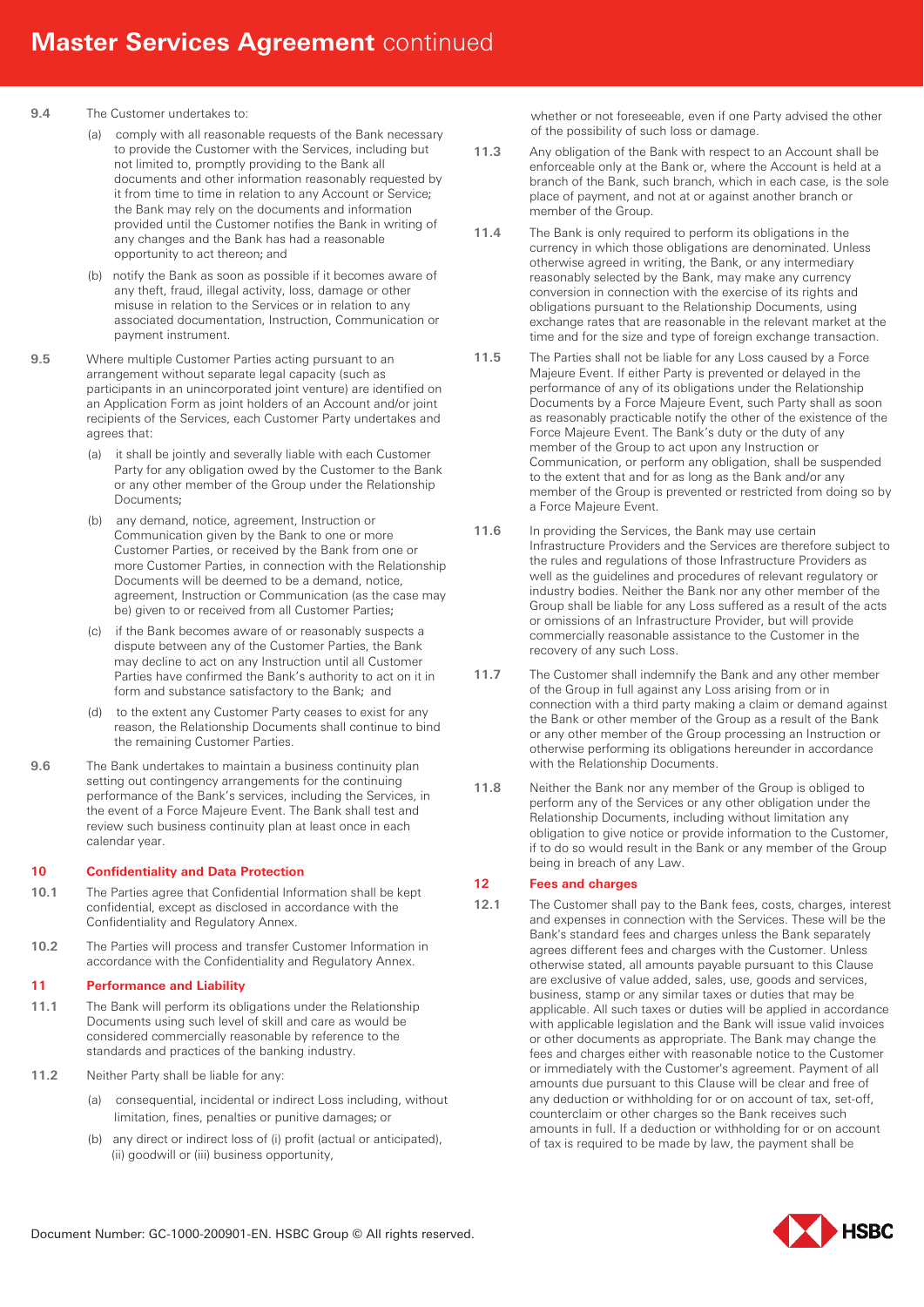**9.4** The Customer undertakes to:

(a) comply with all reasonable requests of the Bank necessary to provide the Customer with the Services, including but not limited to, promptly providing to the Bank all documents and other information reasonably requested by it from time to time in relation to any Account or Service; the Bank may rely on the documents and information provided until the Customer notifies the Bank in writing of any changes and the Bank has had a reasonable opportunity to act thereon; and

(b) notify the Bank as soon as possible if it becomes aware of any theft, fraud, illegal activity, loss, damage or other misuse in relation to the Services or in relation to any associated documentation, Instruction, Communication or payment instrument.

**9.5** Where multiple Customer Parties acting pursuant to an arrangement without separate legal capacity (such as participants in an unincorporated joint venture) are identified on an Application Form as joint holders of an Account and/or joint recipients of the Services, each Customer Party undertakes and agrees that:

(a) it shall be jointly and severally liable with each Customer Party for any obligation owed by the Customer to the Bank or any other member of the Group under the Relationship Documents;

(b) any demand, notice, agreement, Instruction or Communication given by the Bank to one or more Customer Parties, or received by the Bank from one or more Customer Parties, in connection with the Relationship Documents will be deemed to be a demand, notice, agreement, Instruction or Communication (as the case may be) given to or received from all Customer Parties;

(c) if the Bank becomes aware of or reasonably suspects a dispute between any of the Customer Parties, the Bank may decline to act on any Instruction until all Customer Parties have confirmed the Bank's authority to act on it in form and substance satisfactory to the Bank; and

(d) to the extent any Customer Party ceases to exist for any reason, the Relationship Documents shall continue to bind the remaining Customer Parties.

**9.6** The Bank undertakes to maintain a business continuity plan setting out contingency arrangements for the continuing performance of the Bank's services, including the Services, in the event of a Force Majeure Event. The Bank shall test and review such business continuity plan at least once in each calendar year.

## 10 Confidentiality and Data Protection

**10.1** The Parties agree that Confidential Information shall be kept confidential, except as disclosed in accordance with the Confidentiality and Regulatory Annex.

**10.2** The Parties will process and transfer Customer Information in accordance with the Confidentiality and Regulatory Annex.

## 11 Performance and Liability

**11.1** The Bank will perform its obligations under the Relationship Documents using such level of skill and care as would be considered commercially reasonable by reference to the standards and practices of the banking industry.

**11.2** Neither Party shall be liable for any:

(a) consequential, incidental or indirect Loss including, without limitation, fines, penalties or punitive damages; or

(b) any direct or indirect loss of (i) profit (actual or anticipated), (ii) goodwill or (iii) business opportunity,

whether or not foreseeable, even if one Party advised the other of the possibility of such loss or damage.

**11.3** Any obligation of the Bank with respect to an Account shall be enforceable only at the Bank or, where the Account is held at a branch of the Bank, such branch, which in each case, is the sole place of payment, and not at or against another branch or member of the Group.

**11.4** The Bank is only required to perform its obligations in the currency in which those obligations are denominated. Unless otherwise agreed in writing, the Bank, or any intermediary reasonably selected by the Bank, may make any currency conversion in connection with the exercise of its rights and obligations pursuant to the Relationship Documents, using exchange rates that are reasonable in the relevant market at the time and for the size and type of foreign exchange transaction.

**11.5** The Parties shall not be liable for any Loss caused by a Force Majeure Event. If either Party is prevented or delayed in the performance of any of its obligations under the Relationship Documents by a Force Majeure Event, such Party shall as soon as reasonably practicable notify the other of the existence of the Force Majeure Event. The Bank's duty or the duty of any member of the Group to act upon any Instruction or Communication, or perform any obligation, shall be suspended to the extent that and for as long as the Bank and/or any member of the Group is prevented or restricted from doing so by a Force Majeure Event.

**11.6** In providing the Services, the Bank may use certain Infrastructure Providers and the Services are therefore subject to the rules and regulations of those Infrastructure Providers as well as the guidelines and procedures of relevant regulatory or industry bodies. Neither the Bank nor any other member of the Group shall be liable for any Loss suffered as a result of the acts or omissions of an Infrastructure Provider, but will provide commercially reasonable assistance to the Customer in the recovery of any such Loss.

**11.7** The Customer shall indemnify the Bank and any other member of the Group in full against any Loss arising from or in connection with a third party making a claim or demand against the Bank or other member of the Group as a result of the Bank or any other member of the Group processing an Instruction or otherwise performing its obligations hereunder in accordance with the Relationship Documents.

**11.8** Neither the Bank nor any member of the Group is obliged to perform any of the Services or any other obligation under the Relationship Documents, including without limitation any obligation to give notice or provide information to the Customer, if to do so would result in the Bank or any member of the Group being in breach of any Law.

## 12 Fees and charges

**12.1** The Customer shall pay to the Bank fees, costs, charges, interest and expenses in connection with the Services. These will be the Bank's standard fees and charges unless the Bank separately agrees different fees and charges with the Customer. Unless otherwise stated, all amounts payable pursuant to this Clause are exclusive of value added, sales, use, goods and services, business, stamp or any similar taxes or duties that may be applicable. All such taxes or duties will be applied in accordance with applicable legislation and the Bank will issue valid invoices or other documents as appropriate. The Bank may change the fees and charges either with reasonable notice to the Customer or immediately with the Customer's agreement. Payment of all amounts due pursuant to this Clause will be clear and free of any deduction or withholding for or on account of tax, set-off, counterclaim or other charges so the Bank receives such amounts in full. If a deduction or withholding for or on account of tax is required to be made by law, the payment shall be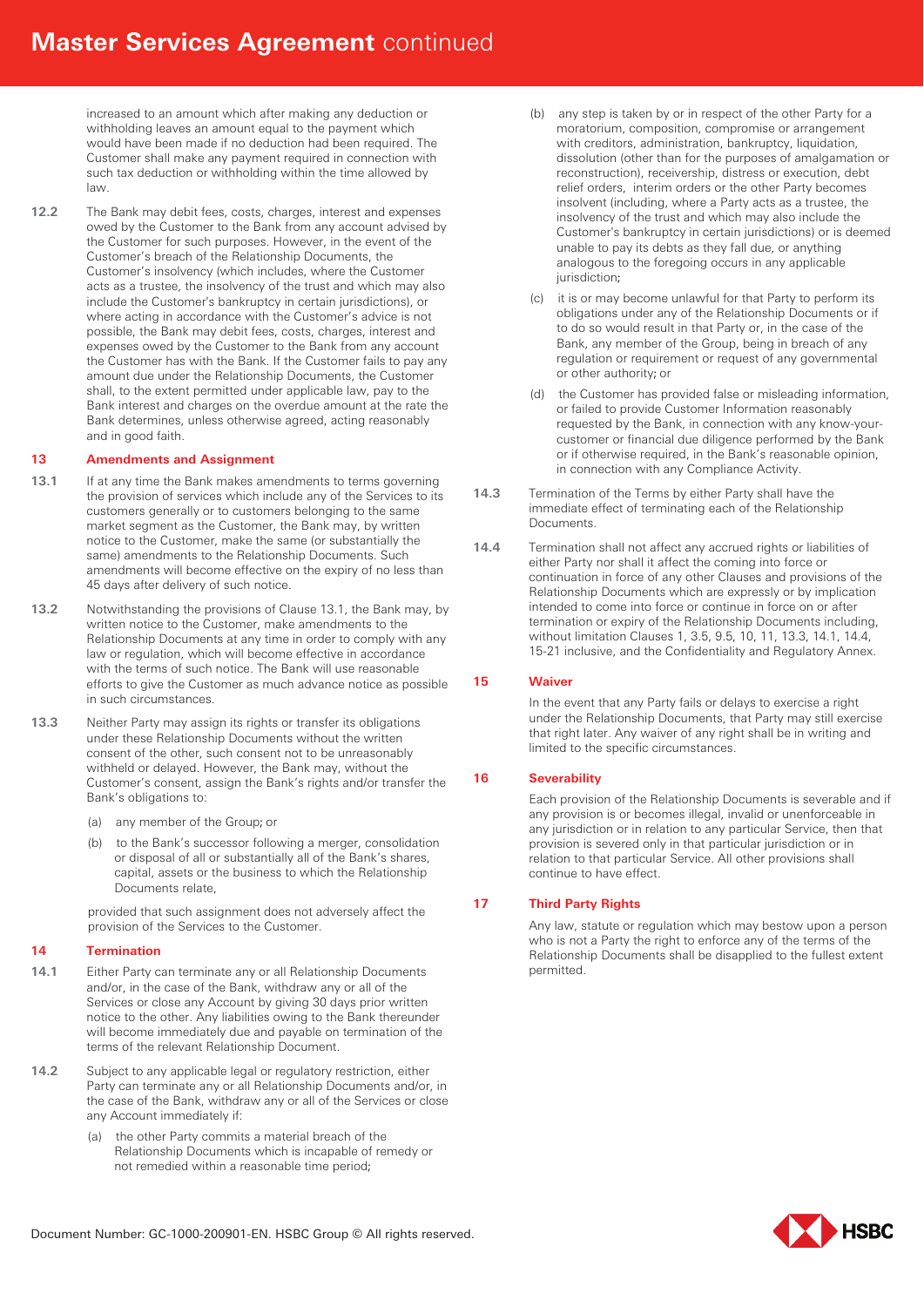increased to an amount which after making any deduction or withholding leaves an amount equal to the payment which would have been made if no deduction had been required. The Customer shall make any payment required in connection with such tax deduction or withholding within the time allowed by law.

**12.2** The Bank may debit fees, costs, charges, interest and expenses owed by the Customer to the Bank from any account advised by the Customer for such purposes. However, in the event of the Customer's breach of the Relationship Documents, the Customer's insolvency (which includes, where the Customer acts as a trustee, the insolvency of the trust and which may also include the Customer's bankruptcy in certain jurisdictions), or where acting in accordance with the Customer's advice is not possible, the Bank may debit fees, costs, charges, interest and expenses owed by the Customer to the Bank from any account the Customer has with the Bank. If the Customer fails to pay any amount due under the Relationship Documents, the Customer shall, to the extent permitted under applicable law, pay to the Bank interest and charges on the overdue amount at the rate the Bank determines, unless otherwise agreed, acting reasonably and in good faith.

## 13 Amendments and Assignment

**13.1** If at any time the Bank makes amendments to terms governing the provision of services which include any of the Services to its customers generally or to customers belonging to the same market segment as the Customer, the Bank may, by written notice to the Customer, make the same (or substantially the same) amendments to the Relationship Documents. Such amendments will become effective on the expiry of no less than 45 days after delivery of such notice.

**13.2** Notwithstanding the provisions of Clause 13.1, the Bank may, by written notice to the Customer, make amendments to the Relationship Documents at any time in order to comply with any law or regulation, which will become effective in accordance with the terms of such notice. The Bank will use reasonable efforts to give the Customer as much advance notice as possible in such circumstances.

**13.3** Neither Party may assign its rights or transfer its obligations under these Relationship Documents without the written consent of the other, such consent not to be unreasonably withheld or delayed. However, the Bank may, without the Customer's consent, assign the Bank's rights and/or transfer the Bank's obligations to:

(a) any member of the Group; or

(b) to the Bank's successor following a merger, consolidation or disposal of all or substantially all of the Bank's shares, capital, assets or the business to which the Relationship Documents relate,

provided that such assignment does not adversely affect the provision of the Services to the Customer.

## 14 Termination

**14.1** Either Party can terminate any or all Relationship Documents and/or, in the case of the Bank, withdraw any or all of the Services or close any Account by giving 30 days prior written notice to the other. Any liabilities owing to the Bank thereunder will become immediately due and payable on termination of the terms of the relevant Relationship Document.

**14.2** Subject to any applicable legal or regulatory restriction, either Party can terminate any or all Relationship Documents and/or, in the case of the Bank, withdraw any or all of the Services or close any Account immediately if:

(a) the other Party commits a material breach of the Relationship Documents which is incapable of remedy or not remedied within a reasonable time period;

(b) any step is taken by or in respect of the other Party for a moratorium, composition, compromise or arrangement with creditors, administration, bankruptcy, liquidation, dissolution (other than for the purposes of amalgamation or reconstruction), receivership, distress or execution, debt relief orders, interim orders or the other Party becomes insolvent (including, where a Party acts as a trustee, the insolvency of the trust and which may also include the Customer's bankruptcy in certain jurisdictions) or is deemed unable to pay its debts as they fall due, or anything analogous to the foregoing occurs in any applicable jurisdiction;

(c) it is or may become unlawful for that Party to perform its obligations under any of the Relationship Documents or if to do so would result in that Party or, in the case of the Bank, any member of the Group, being in breach of any regulation or requirement or request of any governmental or other authority; or

(d) the Customer has provided false or misleading information, or failed to provide Customer Information reasonably requested by the Bank, in connection with any know-your-customer or financial due diligence performed by the Bank or if otherwise required, in the Bank's reasonable opinion, in connection with any Compliance Activity.

**14.3** Termination of the Terms by either Party shall have the immediate effect of terminating each of the Relationship Documents.

**14.4** Termination shall not affect any accrued rights or liabilities of either Party nor shall it affect the coming into force or continuation in force of any other Clauses and provisions of the Relationship Documents which are expressly or by implication intended to come into force or continue in force on or after termination or expiry of the Relationship Documents including, without limitation Clauses 1, 3.5, 9.5, 10, 11, 13.3, 14.1, 14.4, 15-21 inclusive, and the Confidentiality and Regulatory Annex.

## 15 Waiver

In the event that any Party fails or delays to exercise a right under the Relationship Documents, that Party may still exercise that right later. Any waiver of any right shall be in writing and limited to the specific circumstances.

## 16 Severability

Each provision of the Relationship Documents is severable and if any provision is or becomes illegal, invalid or unenforceable in any jurisdiction or in relation to any particular Service, then that provision is severed only in that particular jurisdiction or in relation to that particular Service. All other provisions shall continue to have effect.

## 17 Third Party Rights

Any law, statute or regulation which may bestow upon a person who is not a Party the right to enforce any of the terms of the Relationship Documents shall be disapplied to the fullest extent permitted.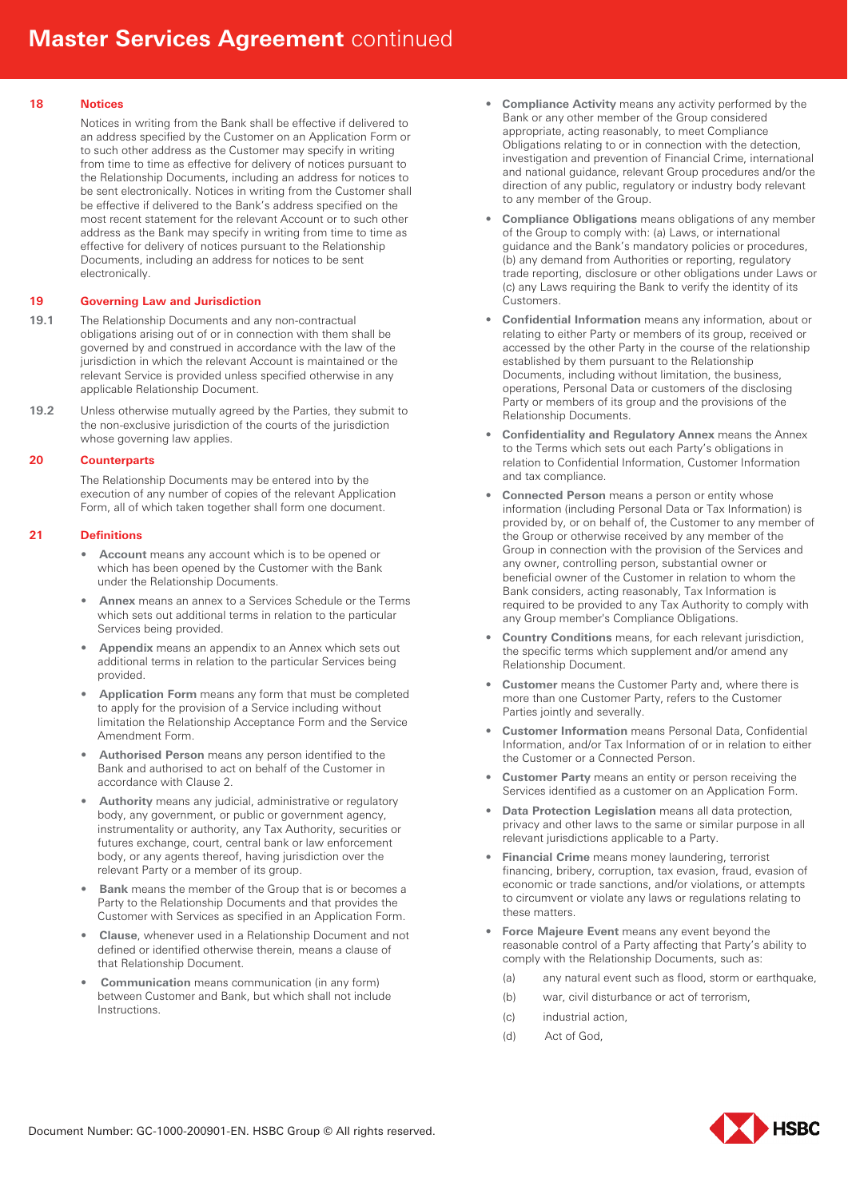## 18 Notices

Notices in writing from the Bank shall be effective if delivered to an address specified by the Customer on an Application Form or to such other address as the Customer may specify in writing from time to time as effective for delivery of notices pursuant to the Relationship Documents, including an address for notices to be sent electronically. Notices in writing from the Customer shall be effective if delivered to the Bank's address specified on the most recent statement for the relevant Account or to such other address as the Bank may specify in writing from time to time as effective for delivery of notices pursuant to the Relationship Documents, including an address for notices to be sent electronically.

## 19 Governing Law and Jurisdiction

**19.1** The Relationship Documents and any non-contractual obligations arising out of or in connection with them shall be governed by and construed in accordance with the law of the jurisdiction in which the relevant Account is maintained or the relevant Service is provided unless specified otherwise in any applicable Relationship Document.

**19.2** Unless otherwise mutually agreed by the Parties, they submit to the non-exclusive jurisdiction of the courts of the jurisdiction whose governing law applies.

## 20 Counterparts

The Relationship Documents may be entered into by the execution of any number of copies of the relevant Application Form, all of which taken together shall form one document.

## 21 Definitions

- **Account** means any account which is to be opened or which has been opened by the Customer with the Bank under the Relationship Documents.
- **Annex** means an annex to a Services Schedule or the Terms which sets out additional terms in relation to the particular Services being provided.
- **Appendix** means an appendix to an Annex which sets out additional terms in relation to the particular Services being provided.
- **Application Form** means any form that must be completed to apply for the provision of a Service including without limitation the Relationship Acceptance Form and the Service Amendment Form.
- **Authorised Person** means any person identified to the Bank and authorised to act on behalf of the Customer in accordance with Clause 2.
- **Authority** means any judicial, administrative or regulatory body, any government, or public or government agency, instrumentality or authority, any Tax Authority, securities or futures exchange, court, central bank or law enforcement body, or any agents thereof, having jurisdiction over the relevant Party or a member of its group.
- **Bank** means the member of the Group that is or becomes a Party to the Relationship Documents and that provides the Customer with Services as specified in an Application Form.
- **Clause**, whenever used in a Relationship Document and not defined or identified otherwise therein, means a clause of that Relationship Document.
- **Communication** means communication (in any form) between Customer and Bank, but which shall not include Instructions.
- **Compliance Activity** means any activity performed by the Bank or any other member of the Group considered appropriate, acting reasonably, to meet Compliance Obligations relating to or in connection with the detection, investigation and prevention of Financial Crime, international and national guidance, relevant Group procedures and/or the direction of any public, regulatory or industry body relevant to any member of the Group.
- **Compliance Obligations** means obligations of any member of the Group to comply with: (a) Laws, or international guidance and the Bank's mandatory policies or procedures, (b) any demand from Authorities or reporting, regulatory trade reporting, disclosure or other obligations under Laws or (c) any Laws requiring the Bank to verify the identity of its Customers.
- **Confidential Information** means any information, about or relating to either Party or members of its group, received or accessed by the other Party in the course of the relationship established by them pursuant to the Relationship Documents, including without limitation, the business, operations, Personal Data or customers of the disclosing Party or members of its group and the provisions of the Relationship Documents.
- **Confidentiality and Regulatory Annex** means the Annex to the Terms which sets out each Party's obligations in relation to Confidential Information, Customer Information and tax compliance.
- **Connected Person** means a person or entity whose information (including Personal Data or Tax Information) is provided by, or on behalf of, the Customer to any member of the Group or otherwise received by any member of the Group in connection with the provision of the Services and any owner, controlling person, substantial owner or beneficial owner of the Customer in relation to whom the Bank considers, acting reasonably, Tax Information is required to be provided to any Tax Authority to comply with any Group member's Compliance Obligations.
- **Country Conditions** means, for each relevant jurisdiction, the specific terms which supplement and/or amend any Relationship Document.
- **Customer** means the Customer Party and, where there is more than one Customer Party, refers to the Customer Parties jointly and severally.
- **Customer Information** means Personal Data, Confidential Information, and/or Tax Information of or in relation to either the Customer or a Connected Person.
- **Customer Party** means an entity or person receiving the Services identified as a customer on an Application Form.
- **Data Protection Legislation** means all data protection, privacy and other laws to the same or similar purpose in all relevant jurisdictions applicable to a Party.
- **Financial Crime** means money laundering, terrorist financing, bribery, corruption, tax evasion, fraud, evasion of economic or trade sanctions, and/or violations, or attempts to circumvent or violate any laws or regulations relating to these matters.
- **Force Majeure Event** means any event beyond the reasonable control of a Party affecting that Party's ability to comply with the Relationship Documents, such as:
  - (a) any natural event such as flood, storm or earthquake,
  - (b) war, civil disturbance or act of terrorism,
  - (c) industrial action,
  - (d) Act of God,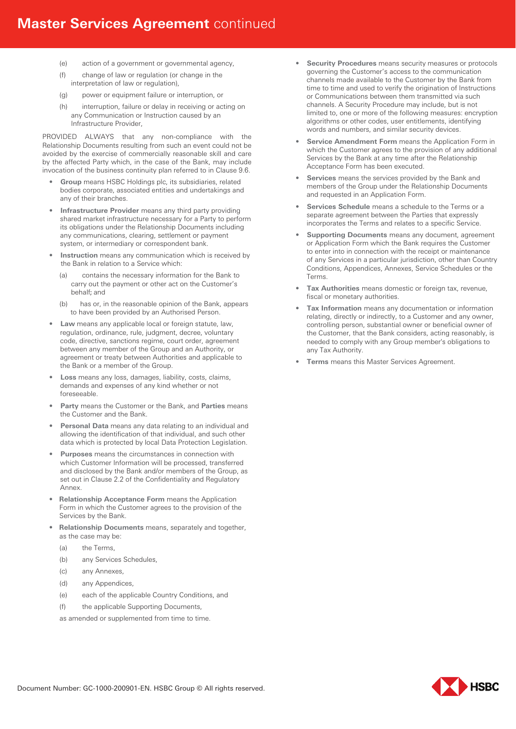(e) action of a government or governmental agency,

(f) change of law or regulation (or change in the interpretation of law or regulation),

(g) power or equipment failure or interruption, or

(h) interruption, failure or delay in receiving or acting on any Communication or Instruction caused by an Infrastructure Provider,

PROVIDED ALWAYS that any non-compliance with the Relationship Documents resulting from such an event could not be avoided by the exercise of commercially reasonable skill and care by the affected Party which, in the case of the Bank, may include invocation of the business continuity plan referred to in Clause 9.6.

- **Group** means HSBC Holdings plc, its subsidiaries, related bodies corporate, associated entities and undertakings and any of their branches.
- **Infrastructure Provider** means any third party providing shared market infrastructure necessary for a Party to perform its obligations under the Relationship Documents including any communications, clearing, settlement or payment system, or intermediary or correspondent bank.
- **Instruction** means any communication which is received by the Bank in relation to a Service which:

  (a) contains the necessary information for the Bank to carry out the payment or other act on the Customer's behalf; and

  (b) has or, in the reasonable opinion of the Bank, appears to have been provided by an Authorised Person.
- **Law** means any applicable local or foreign statute, law, regulation, ordinance, rule, judgment, decree, voluntary code, directive, sanctions regime, court order, agreement between any member of the Group and an Authority, or agreement or treaty between Authorities and applicable to the Bank or a member of the Group.
- **Loss** means any loss, damages, liability, costs, claims, demands and expenses of any kind whether or not foreseeable.
- **Party** means the Customer or the Bank, and **Parties** means the Customer and the Bank.
- **Personal Data** means any data relating to an individual and allowing the identification of that individual, and such other data which is protected by local Data Protection Legislation.
- **Purposes** means the circumstances in connection with which Customer Information will be processed, transferred and disclosed by the Bank and/or members of the Group, as set out in Clause 2.2 of the Confidentiality and Regulatory Annex.
- **Relationship Acceptance Form** means the Application Form in which the Customer agrees to the provision of the Services by the Bank.
- **Relationship Documents** means, separately and together, as the case may be:

  (a) the Terms,

  (b) any Services Schedules,

  (c) any Annexes,

  (d) any Appendices,

  (e) each of the applicable Country Conditions, and

  (f) the applicable Supporting Documents,

  as amended or supplemented from time to time.
- **Security Procedures** means security measures or protocols governing the Customer's access to the communication channels made available to the Customer by the Bank from time to time and used to verify the origination of Instructions or Communications between them transmitted via such channels. A Security Procedure may include, but is not limited to, one or more of the following measures: encryption algorithms or other codes, user entitlements, identifying words and numbers, and similar security devices.
- **Service Amendment Form** means the Application Form in which the Customer agrees to the provision of any additional Services by the Bank at any time after the Relationship Acceptance Form has been executed.
- **Services** means the services provided by the Bank and members of the Group under the Relationship Documents and requested in an Application Form.
- **Services Schedule** means a schedule to the Terms or a separate agreement between the Parties that expressly incorporates the Terms and relates to a specific Service.
- **Supporting Documents** means any document, agreement or Application Form which the Bank requires the Customer to enter into in connection with the receipt or maintenance of any Services in a particular jurisdiction, other than Country Conditions, Appendices, Annexes, Service Schedules or the Terms.
- **Tax Authorities** means domestic or foreign tax, revenue, fiscal or monetary authorities.
- **Tax Information** means any documentation or information relating, directly or indirectly, to a Customer and any owner, controlling person, substantial owner or beneficial owner of the Customer, that the Bank considers, acting reasonably, is needed to comply with any Group member's obligations to any Tax Authority.
- **Terms** means this Master Services Agreement.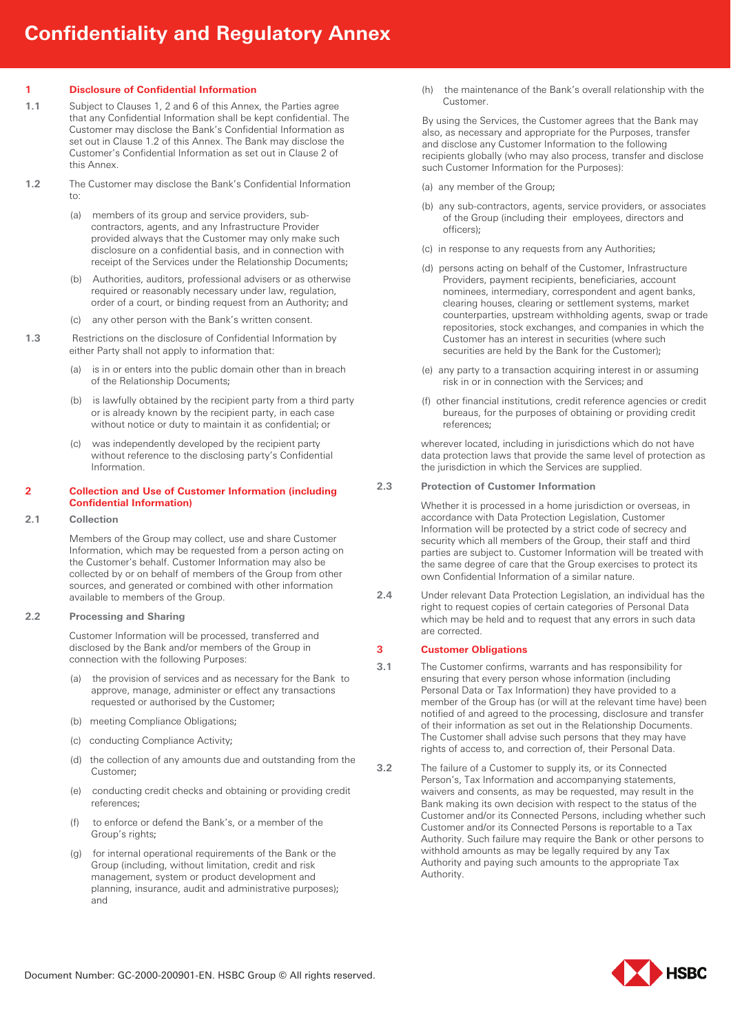# Confidentiality and Regulatory Annex

## 1 Disclosure of Confidential Information

**1.1** Subject to Clauses 1, 2 and 6 of this Annex, the Parties agree that any Confidential Information shall be kept confidential. The Customer may disclose the Bank's Confidential Information as set out in Clause 1.2 of this Annex. The Bank may disclose the Customer's Confidential Information as set out in Clause 2 of this Annex.

**1.2** The Customer may disclose the Bank's Confidential Information to:

(a) members of its group and service providers, sub-contractors, agents, and any Infrastructure Provider provided always that the Customer may only make such disclosure on a confidential basis, and in connection with receipt of the Services under the Relationship Documents;

(b) Authorities, auditors, professional advisers or as otherwise required or reasonably necessary under law, regulation, order of a court, or binding request from an Authority; and

(c) any other person with the Bank's written consent.

**1.3** Restrictions on the disclosure of Confidential Information by either Party shall not apply to information that:

(a) is in or enters into the public domain other than in breach of the Relationship Documents;

(b) is lawfully obtained by the recipient party from a third party or is already known by the recipient party, in each case without notice or duty to maintain it as confidential; or

(c) was independently developed by the recipient party without reference to the disclosing party's Confidential Information.

## 2 Collection and Use of Customer Information (including Confidential Information)

### 2.1 Collection

Members of the Group may collect, use and share Customer Information, which may be requested from a person acting on the Customer's behalf. Customer Information may also be collected by or on behalf of members of the Group from other sources, and generated or combined with other information available to members of the Group.

### 2.2 Processing and Sharing

Customer Information will be processed, transferred and disclosed by the Bank and/or members of the Group in connection with the following Purposes:

(a) the provision of services and as necessary for the Bank to approve, manage, administer or effect any transactions requested or authorised by the Customer;

(b) meeting Compliance Obligations;

(c) conducting Compliance Activity;

(d) the collection of any amounts due and outstanding from the Customer;

(e) conducting credit checks and obtaining or providing credit references;

(f) to enforce or defend the Bank's, or a member of the Group's rights;

(g) for internal operational requirements of the Bank or the Group (including, without limitation, credit and risk management, system or product development and planning, insurance, audit and administrative purposes); and

(h) the maintenance of the Bank's overall relationship with the Customer.

By using the Services, the Customer agrees that the Bank may also, as necessary and appropriate for the Purposes, transfer and disclose any Customer Information to the following recipients globally (who may also process, transfer and disclose such Customer Information for the Purposes):

(a) any member of the Group;

(b) any sub-contractors, agents, service providers, or associates of the Group (including their employees, directors and officers);

(c) in response to any requests from any Authorities;

(d) persons acting on behalf of the Customer, Infrastructure Providers, payment recipients, beneficiaries, account nominees, intermediary, correspondent and agent banks, clearing houses, clearing or settlement systems, market counterparties, upstream withholding agents, swap or trade repositories, stock exchanges, and companies in which the Customer has an interest in securities (where such securities are held by the Bank for the Customer);

(e) any party to a transaction acquiring interest in or assuming risk in or in connection with the Services; and

(f) other financial institutions, credit reference agencies or credit bureaus, for the purposes of obtaining or providing credit references;

wherever located, including in jurisdictions which do not have data protection laws that provide the same level of protection as the jurisdiction in which the Services are supplied.

### 2.3 Protection of Customer Information

Whether it is processed in a home jurisdiction or overseas, in accordance with Data Protection Legislation, Customer Information will be protected by a strict code of secrecy and security which all members of the Group, their staff and third parties are subject to. Customer Information will be treated with the same degree of care that the Group exercises to protect its own Confidential Information of a similar nature.

**2.4** Under relevant Data Protection Legislation, an individual has the right to request copies of certain categories of Personal Data which may be held and to request that any errors in such data are corrected.

## 3 Customer Obligations

**3.1** The Customer confirms, warrants and has responsibility for ensuring that every person whose information (including Personal Data or Tax Information) they have provided to a member of the Group has (or will at the relevant time have) been notified of and agreed to the processing, disclosure and transfer of their information as set out in the Relationship Documents. The Customer shall advise such persons that they may have rights of access to, and correction of, their Personal Data.

**3.2** The failure of a Customer to supply its, or its Connected Person's, Tax Information and accompanying statements, waivers and consents, as may be requested, may result in the Bank making its own decision with respect to the status of the Customer and/or its Connected Persons, including whether such Customer and/or its Connected Persons is reportable to a Tax Authority. Such failure may require the Bank or other persons to withhold amounts as may be legally required by any Tax Authority and paying such amounts to the appropriate Tax Authority.

Document Number: GC-2000-200901-EN. HSBC Group © All rights reserved.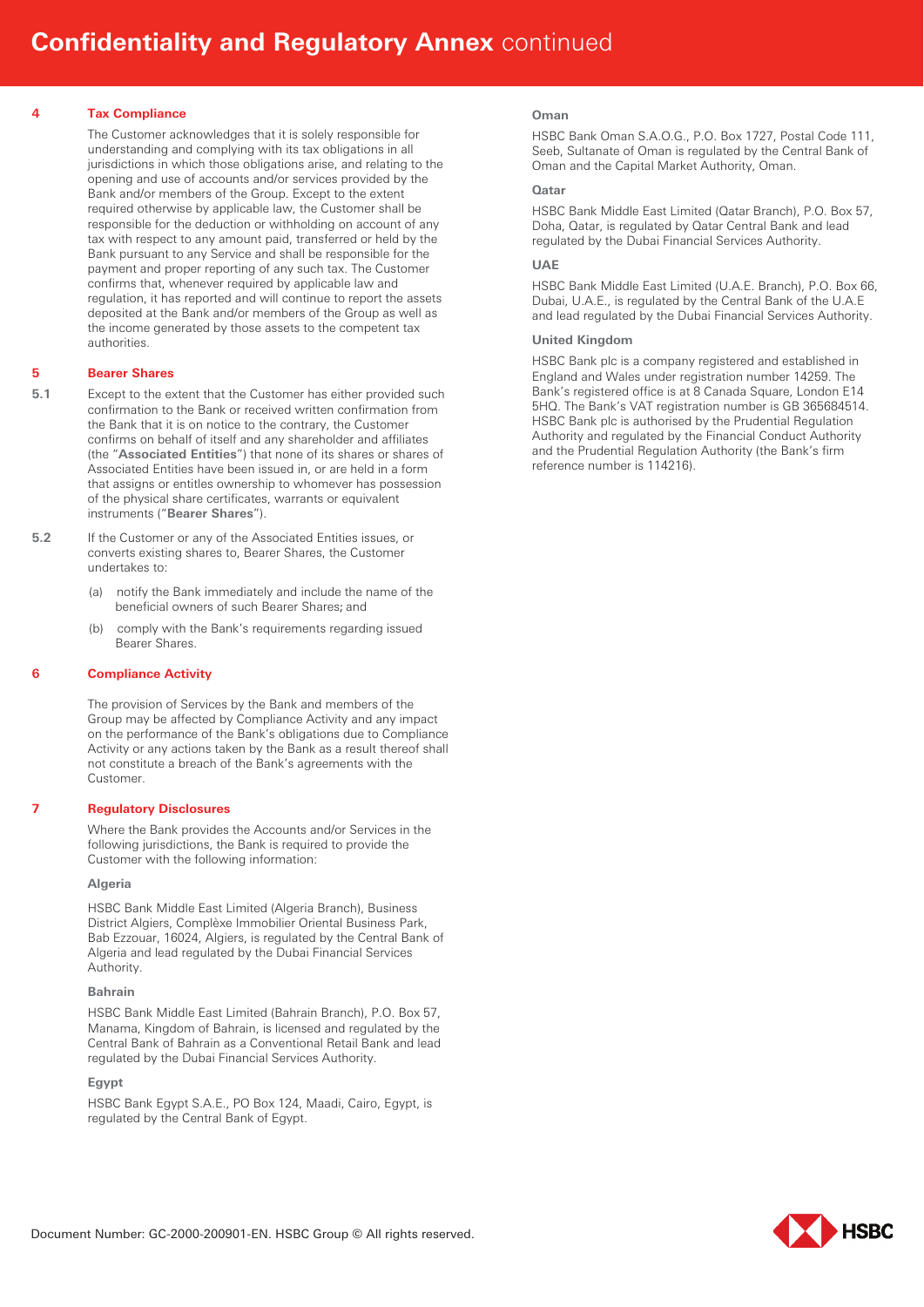# Confidentiality and Regulatory Annex continued

## 4 Tax Compliance

The Customer acknowledges that it is solely responsible for understanding and complying with its tax obligations in all jurisdictions in which those obligations arise, and relating to the opening and use of accounts and/or services provided by the Bank and/or members of the Group. Except to the extent required otherwise by applicable law, the Customer shall be responsible for the deduction or withholding on account of any tax with respect to any amount paid, transferred or held by the Bank pursuant to any Service and shall be responsible for the payment and proper reporting of any such tax. The Customer confirms that, whenever required by applicable law and regulation, it has reported and will continue to report the assets deposited at the Bank and/or members of the Group as well as the income generated by those assets to the competent tax authorities.

## 5 Bearer Shares

**5.1** Except to the extent that the Customer has either provided such confirmation to the Bank or received written confirmation from the Bank that it is on notice to the contrary, the Customer confirms on behalf of itself and any shareholder and affiliates (the "**Associated Entities**") that none of its shares or shares of Associated Entities have been issued in, or are held in a form that assigns or entitles ownership to whomever has possession of the physical share certificates, warrants or equivalent instruments ("**Bearer Shares**").

**5.2** If the Customer or any of the Associated Entities issues, or converts existing shares to, Bearer Shares, the Customer undertakes to:

(a) notify the Bank immediately and include the name of the beneficial owners of such Bearer Shares; and

(b) comply with the Bank's requirements regarding issued Bearer Shares.

## 6 Compliance Activity

The provision of Services by the Bank and members of the Group may be affected by Compliance Activity and any impact on the performance of the Bank's obligations due to Compliance Activity or any actions taken by the Bank as a result thereof shall not constitute a breach of the Bank's agreements with the Customer.

## 7 Regulatory Disclosures

Where the Bank provides the Accounts and/or Services in the following jurisdictions, the Bank is required to provide the Customer with the following information:

### Algeria

HSBC Bank Middle East Limited (Algeria Branch), Business District Algiers, Complèxe Immobilier Oriental Business Park, Bab Ezzouar, 16024, Algiers, is regulated by the Central Bank of Algeria and lead regulated by the Dubai Financial Services Authority.

### Bahrain

HSBC Bank Middle East Limited (Bahrain Branch), P.O. Box 57, Manama, Kingdom of Bahrain, is licensed and regulated by the Central Bank of Bahrain as a Conventional Retail Bank and lead regulated by the Dubai Financial Services Authority.

### Egypt

HSBC Bank Egypt S.A.E., PO Box 124, Maadi, Cairo, Egypt, is regulated by the Central Bank of Egypt.

### Oman

HSBC Bank Oman S.A.O.G., P.O. Box 1727, Postal Code 111, Seeb, Sultanate of Oman is regulated by the Central Bank of Oman and the Capital Market Authority, Oman.

### Qatar

HSBC Bank Middle East Limited (Qatar Branch), P.O. Box 57, Doha, Qatar, is regulated by Qatar Central Bank and lead regulated by the Dubai Financial Services Authority.

### UAE

HSBC Bank Middle East Limited (U.A.E. Branch), P.O. Box 66, Dubai, U.A.E., is regulated by the Central Bank of the U.A.E and lead regulated by the Dubai Financial Services Authority.

### United Kingdom

HSBC Bank plc is a company registered and established in England and Wales under registration number 14259. The Bank's registered office is at 8 Canada Square, London E14 5HQ. The Bank's VAT registration number is GB 365684514. HSBC Bank plc is authorised by the Prudential Regulation Authority and regulated by the Financial Conduct Authority and the Prudential Regulation Authority (the Bank's firm reference number is 114216).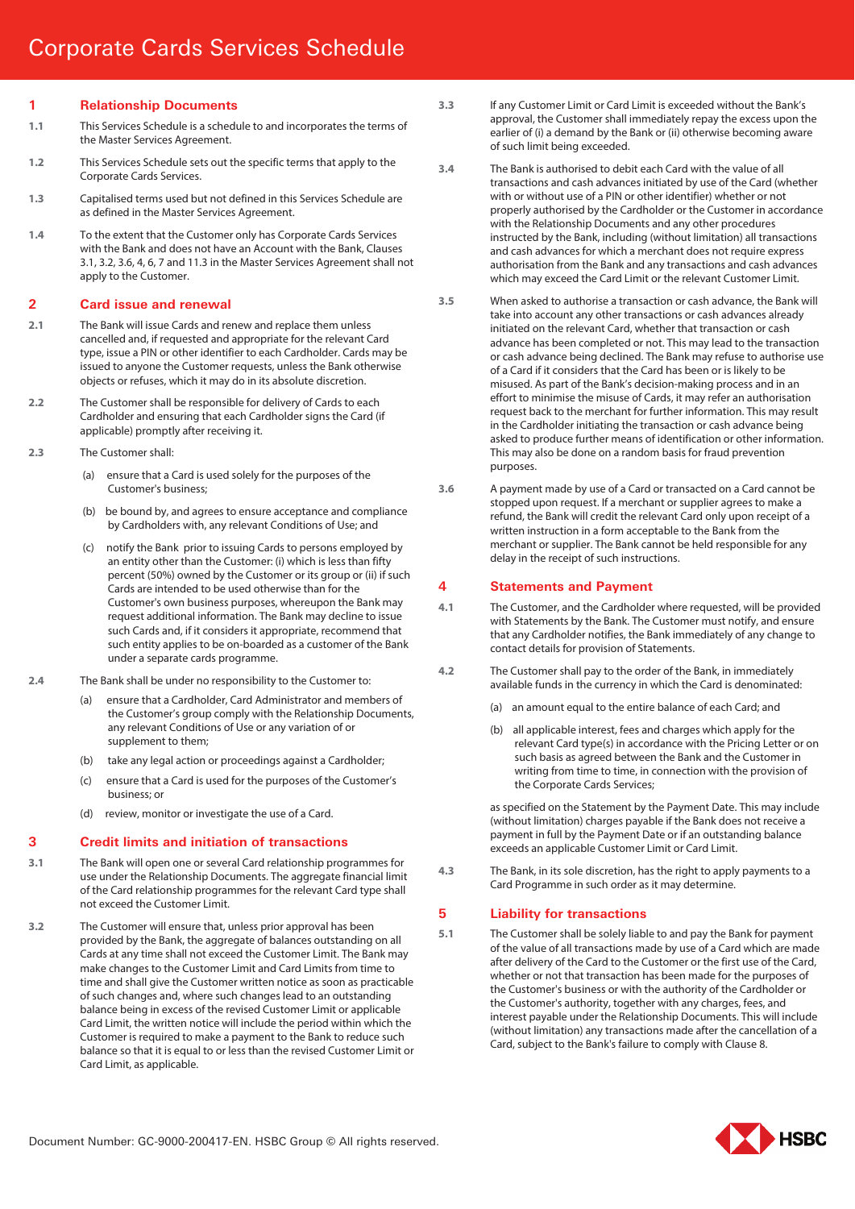# Corporate Cards Services Schedule

## 1 Relationship Documents

1.1 This Services Schedule is a schedule to and incorporates the terms of the Master Services Agreement.

1.2 This Services Schedule sets out the specific terms that apply to the Corporate Cards Services.

1.3 Capitalised terms used but not defined in this Services Schedule are as defined in the Master Services Agreement.

1.4 To the extent that the Customer only has Corporate Cards Services with the Bank and does not have an Account with the Bank, Clauses 3.1, 3.2, 3.6, 4, 6, 7 and 11.3 in the Master Services Agreement shall not apply to the Customer.

## 2 Card issue and renewal

2.1 The Bank will issue Cards and renew and replace them unless cancelled and, if requested and appropriate for the relevant Card type, issue a PIN or other identifier to each Cardholder. Cards may be issued to anyone the Customer requests, unless the Bank otherwise objects or refuses, which it may do in its absolute discretion.

2.2 The Customer shall be responsible for delivery of Cards to each Cardholder and ensuring that each Cardholder signs the Card (if applicable) promptly after receiving it.

2.3 The Customer shall:

(a) ensure that a Card is used solely for the purposes of the Customer's business;

(b) be bound by, and agrees to ensure acceptance and compliance by Cardholders with, any relevant Conditions of Use; and

(c) notify the Bank prior to issuing Cards to persons employed by an entity other than the Customer: (i) which is less than fifty percent (50%) owned by the Customer or its group or (ii) if such Cards are intended to be used otherwise than for the Customer's own business purposes, whereupon the Bank may request additional information. The Bank may decline to issue such Cards and, if it considers it appropriate, recommend that such entity applies to be on-boarded as a customer of the Bank under a separate cards programme.

2.4 The Bank shall be under no responsibility to the Customer to:

(a) ensure that a Cardholder, Card Administrator and members of the Customer's group comply with the Relationship Documents, any relevant Conditions of Use or any variation of or supplement to them;

(b) take any legal action or proceedings against a Cardholder;

(c) ensure that a Card is used for the purposes of the Customer's business; or

(d) review, monitor or investigate the use of a Card.

## 3 Credit limits and initiation of transactions

3.1 The Bank will open one or several Card relationship programmes for use under the Relationship Documents. The aggregate financial limit of the Card relationship programmes for the relevant Card type shall not exceed the Customer Limit.

3.2 The Customer will ensure that, unless prior approval has been provided by the Bank, the aggregate of balances outstanding on all Cards at any time shall not exceed the Customer Limit. The Bank may make changes to the Customer Limit and Card Limits from time to time and shall give the Customer written notice as soon as practicable of such changes and, where such changes lead to an outstanding balance being in excess of the revised Customer Limit or applicable Card Limit, the written notice will include the period within which the Customer is required to make a payment to the Bank to reduce such balance so that it is equal to or less than the revised Customer Limit or Card Limit, as applicable.

3.3 If any Customer Limit or Card Limit is exceeded without the Bank's approval, the Customer shall immediately repay the excess upon the earlier of (i) a demand by the Bank or (ii) otherwise becoming aware of such limit being exceeded.

3.4 The Bank is authorised to debit each Card with the value of all transactions and cash advances initiated by use of the Card (whether with or without use of a PIN or other identifier) whether or not properly authorised by the Cardholder or the Customer in accordance with the Relationship Documents and any other procedures instructed by the Bank, including (without limitation) all transactions and cash advances for which a merchant does not require express authorisation from the Bank and any transactions and cash advances which may exceed the Card Limit or the relevant Customer Limit.

3.5 When asked to authorise a transaction or cash advance, the Bank will take into account any other transactions or cash advances already initiated on the relevant Card, whether that transaction or cash advance has been completed or not. This may lead to the transaction or cash advance being declined. The Bank may refuse to authorise use of a Card if it considers that the Card has been or is likely to be misused. As part of the Bank's decision-making process and in an effort to minimise the misuse of Cards, it may refer an authorisation request back to the merchant for further information. This may result in the Cardholder initiating the transaction or cash advance being asked to produce further means of identification or other information. This may also be done on a random basis for fraud prevention purposes.

3.6 A payment made by use of a Card or transacted on a Card cannot be stopped upon request. If a merchant or supplier agrees to make a refund, the Bank will credit the relevant Card only upon receipt of a written instruction in a form acceptable to the Bank from the merchant or supplier. The Bank cannot be held responsible for any delay in the receipt of such instructions.

## 4 Statements and Payment

4.1 The Customer, and the Cardholder where requested, will be provided with Statements by the Bank. The Customer must notify, and ensure that any Cardholder notifies, the Bank immediately of any change to contact details for provision of Statements.

4.2 The Customer shall pay to the order of the Bank, in immediately available funds in the currency in which the Card is denominated:

(a) an amount equal to the entire balance of each Card; and

(b) all applicable interest, fees and charges which apply for the relevant Card type(s) in accordance with the Pricing Letter or on such basis as agreed between the Bank and the Customer in writing from time to time, in connection with the provision of the Corporate Cards Services;

as specified on the Statement by the Payment Date. This may include (without limitation) charges payable if the Bank does not receive a payment in full by the Payment Date or if an outstanding balance exceeds an applicable Customer Limit or Card Limit.

4.3 The Bank, in its sole discretion, has the right to apply payments to a Card Programme in such order as it may determine.

## 5 Liability for transactions

5.1 The Customer shall be solely liable to and pay the Bank for payment of the value of all transactions made by use of a Card which are made after delivery of the Card to the Customer or the first use of the Card, whether or not that transaction has been made for the purposes of the Customer's business or with the authority of the Cardholder or the Customer's authority, together with any charges, fees, and interest payable under the Relationship Documents. This will include (without limitation) any transactions made after the cancellation of a Card, subject to the Bank's failure to comply with Clause 8.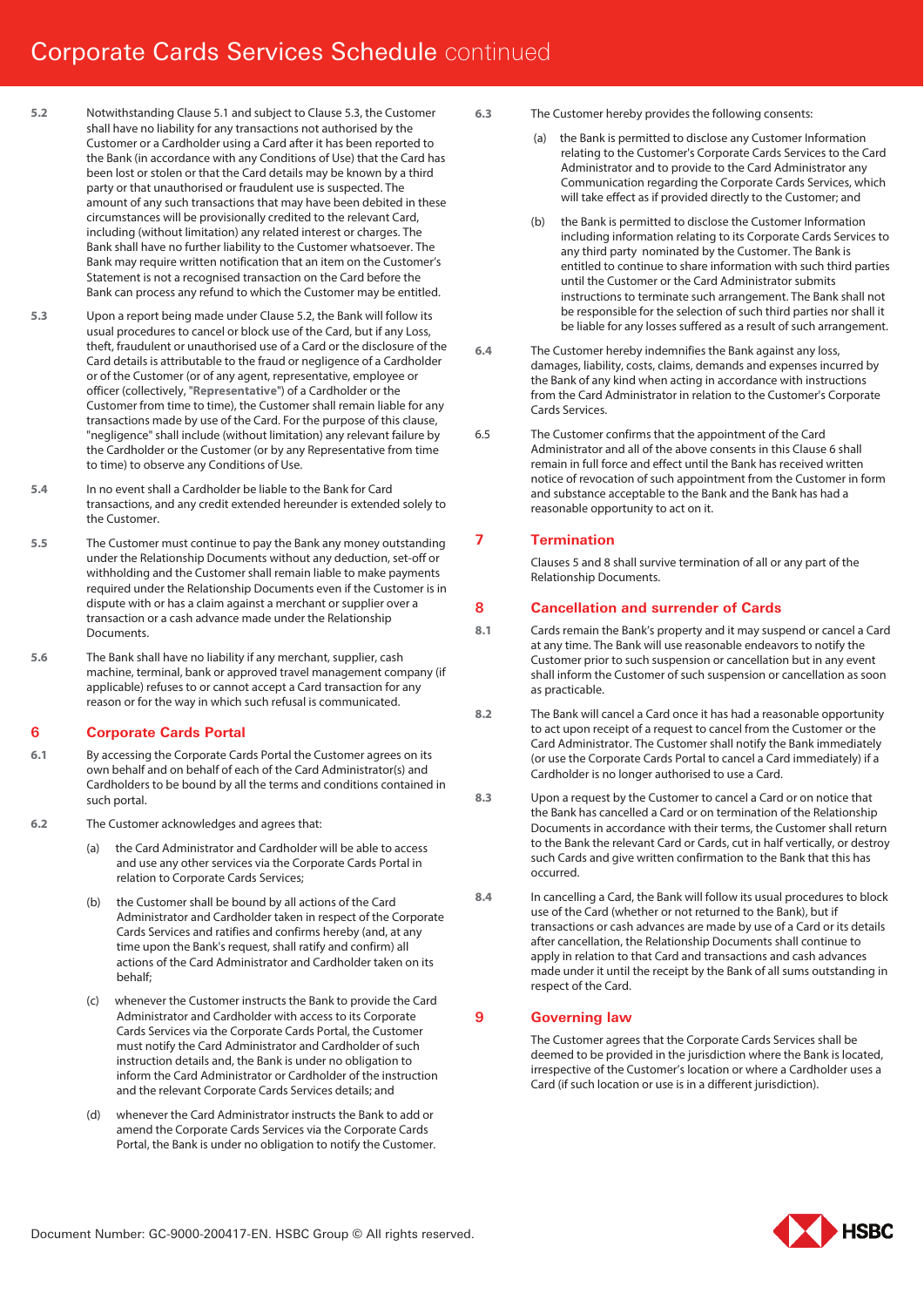**5.2** Notwithstanding Clause 5.1 and subject to Clause 5.3, the Customer shall have no liability for any transactions not authorised by the Customer or a Cardholder using a Card after it has been reported to the Bank (in accordance with any Conditions of Use) that the Card has been lost or stolen or that the Card details may be known by a third party or that unauthorised or fraudulent use is suspected. The amount of any such transactions that may have been debited in these circumstances will be provisionally credited to the relevant Card, including (without limitation) any related interest or charges. The Bank shall have no further liability to the Customer whatsoever. The Bank may require written notification that an item on the Customer's Statement is not a recognised transaction on the Card before the Bank can process any refund to which the Customer may be entitled.

**5.3** Upon a report being made under Clause 5.2, the Bank will follow its usual procedures to cancel or block use of the Card, but if any Loss, theft, fraudulent or unauthorised use of a Card or the disclosure of the Card details is attributable to the fraud or negligence of a Cardholder or of the Customer (or of any agent, representative, employee or officer (collectively, "**Representative**") of a Cardholder or the Customer from time to time), the Customer shall remain liable for any transactions made by use of the Card. For the purpose of this clause, "negligence" shall include (without limitation) any relevant failure by the Cardholder or the Customer (or by any Representative from time to time) to observe any Conditions of Use.

**5.4** In no event shall a Cardholder be liable to the Bank for Card transactions, and any credit extended hereunder is extended solely to the Customer.

**5.5** The Customer must continue to pay the Bank any money outstanding under the Relationship Documents without any deduction, set-off or withholding and the Customer shall remain liable to make payments required under the Relationship Documents even if the Customer is in dispute with or has a claim against a merchant or supplier over a transaction or a cash advance made under the Relationship Documents.

**5.6** The Bank shall have no liability if any merchant, supplier, cash machine, terminal, bank or approved travel management company (if applicable) refuses to or cannot accept a Card transaction for any reason or for the way in which such refusal is communicated.

## 6 Corporate Cards Portal

**6.1** By accessing the Corporate Cards Portal the Customer agrees on its own behalf and on behalf of each of the Card Administrator(s) and Cardholders to be bound by all the terms and conditions contained in such portal.

**6.2** The Customer acknowledges and agrees that:

(a) the Card Administrator and Cardholder will be able to access and use any other services via the Corporate Cards Portal in relation to Corporate Cards Services;

(b) the Customer shall be bound by all actions of the Card Administrator and Cardholder taken in respect of the Corporate Cards Services and ratifies and confirms hereby (and, at any time upon the Bank's request, shall ratify and confirm) all actions of the Card Administrator and Cardholder taken on its behalf;

(c) whenever the Customer instructs the Bank to provide the Card Administrator and Cardholder with access to its Corporate Cards Services via the Corporate Cards Portal, the Customer must notify the Card Administrator and Cardholder of such instruction details and, the Bank is under no obligation to inform the Card Administrator or Cardholder of the instruction and the relevant Corporate Cards Services details; and

(d) whenever the Card Administrator instructs the Bank to add or amend the Corporate Cards Services via the Corporate Cards Portal, the Bank is under no obligation to notify the Customer.

**6.3** The Customer hereby provides the following consents:

(a) the Bank is permitted to disclose any Customer Information relating to the Customer's Corporate Cards Services to the Card Administrator and to provide to the Card Administrator any Communication regarding the Corporate Cards Services, which will take effect as if provided directly to the Customer; and

(b) the Bank is permitted to disclose the Customer Information including information relating to its Corporate Cards Services to any third party nominated by the Customer. The Bank is entitled to continue to share information with such third parties until the Customer or the Card Administrator submits instructions to terminate such arrangement. The Bank shall not be responsible for the selection of such third parties nor shall it be liable for any losses suffered as a result of such arrangement.

**6.4** The Customer hereby indemnifies the Bank against any loss, damages, liability, costs, claims, demands and expenses incurred by the Bank of any kind when acting in accordance with instructions from the Card Administrator in relation to the Customer's Corporate Cards Services.

**6.5** The Customer confirms that the appointment of the Card Administrator and all of the above consents in this Clause 6 shall remain in full force and effect until the Bank has received written notice of revocation of such appointment from the Customer in form and substance acceptable to the Bank and the Bank has had a reasonable opportunity to act on it.

## 7 Termination

Clauses 5 and 8 shall survive termination of all or any part of the Relationship Documents.

## 8 Cancellation and surrender of Cards

**8.1** Cards remain the Bank's property and it may suspend or cancel a Card at any time. The Bank will use reasonable endeavors to notify the Customer prior to such suspension or cancellation but in any event shall inform the Customer of such suspension or cancellation as soon as practicable.

**8.2** The Bank will cancel a Card once it has had a reasonable opportunity to act upon receipt of a request to cancel from the Customer or the Card Administrator. The Customer shall notify the Bank immediately (or use the Corporate Cards Portal to cancel a Card immediately) if a Cardholder is no longer authorised to use a Card.

**8.3** Upon a request by the Customer to cancel a Card or on notice that the Bank has cancelled a Card or on termination of the Relationship Documents in accordance with their terms, the Customer shall return to the Bank the relevant Card or Cards, cut in half vertically, or destroy such Cards and give written confirmation to the Bank that this has occurred.

**8.4** In cancelling a Card, the Bank will follow its usual procedures to block use of the Card (whether or not returned to the Bank), but if transactions or cash advances are made by use of a Card or its details after cancellation, the Relationship Documents shall continue to apply in relation to that Card and transactions and cash advances made under it until the receipt by the Bank of all sums outstanding in respect of the Card.

## 9 Governing law

The Customer agrees that the Corporate Cards Services shall be deemed to be provided in the jurisdiction where the Bank is located, irrespective of the Customer's location or where a Cardholder uses a Card (if such location or use is in a different jurisdiction).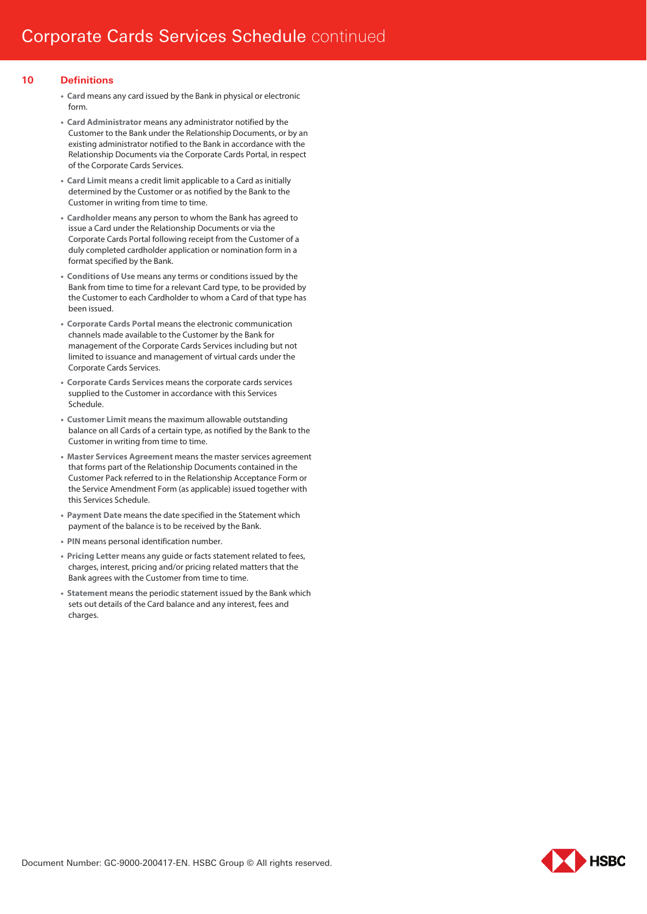## 10 Definitions

- **Card** means any card issued by the Bank in physical or electronic form.
- **Card Administrator** means any administrator notified by the Customer to the Bank under the Relationship Documents, or by an existing administrator notified to the Bank in accordance with the Relationship Documents via the Corporate Cards Portal, in respect of the Corporate Cards Services.
- **Card Limit** means a credit limit applicable to a Card as initially determined by the Customer or as notified by the Bank to the Customer in writing from time to time.
- **Cardholder** means any person to whom the Bank has agreed to issue a Card under the Relationship Documents or via the Corporate Cards Portal following receipt from the Customer of a duly completed cardholder application or nomination form in a format specified by the Bank.
- **Conditions of Use** means any terms or conditions issued by the Bank from time to time for a relevant Card type, to be provided by the Customer to each Cardholder to whom a Card of that type has been issued.
- **Corporate Cards Portal** means the electronic communication channels made available to the Customer by the Bank for management of the Corporate Cards Services including but not limited to issuance and management of virtual cards under the Corporate Cards Services.
- **Corporate Cards Services** means the corporate cards services supplied to the Customer in accordance with this Services Schedule.
- **Customer Limit** means the maximum allowable outstanding balance on all Cards of a certain type, as notified by the Bank to the Customer in writing from time to time.
- **Master Services Agreement** means the master services agreement that forms part of the Relationship Documents contained in the Customer Pack referred to in the Relationship Acceptance Form or the Service Amendment Form (as applicable) issued together with this Services Schedule.
- **Payment Date** means the date specified in the Statement which payment of the balance is to be received by the Bank.
- **PIN** means personal identification number.
- **Pricing Letter** means any guide or facts statement related to fees, charges, interest, pricing and/or pricing related matters that the Bank agrees with the Customer from time to time.
- **Statement** means the periodic statement issued by the Bank which sets out details of the Card balance and any interest, fees and charges.

Document Number: GC-9000-200417-EN. HSBC Group © All rights reserved.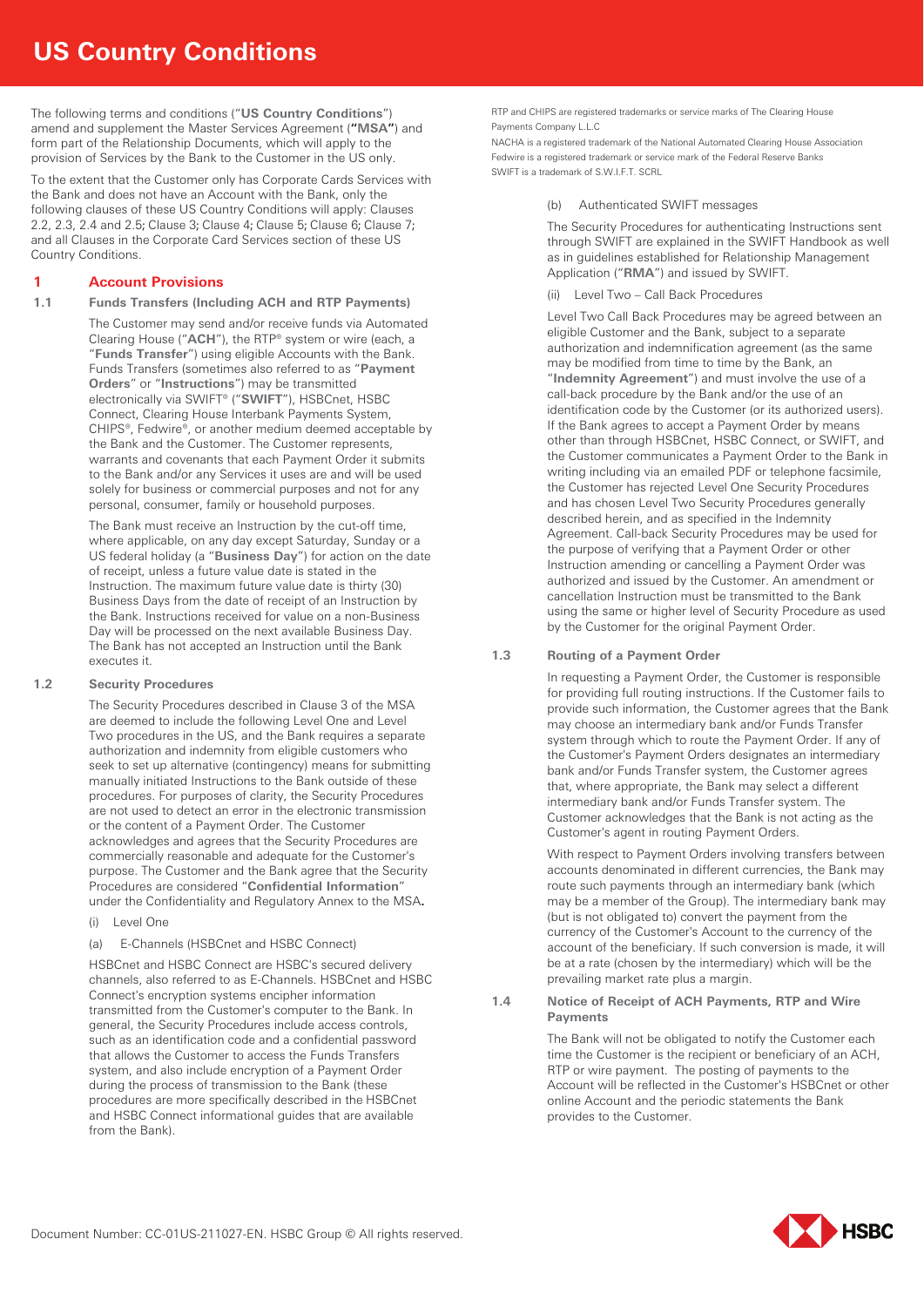# US Country Conditions

The following terms and conditions ("**US Country Conditions**") amend and supplement the Master Services Agreement (**"MSA"**) and form part of the Relationship Documents, which will apply to the provision of Services by the Bank to the Customer in the US only.

To the extent that the Customer only has Corporate Cards Services with the Bank and does not have an Account with the Bank, only the following clauses of these US Country Conditions will apply: Clauses 2.2, 2.3, 2.4 and 2.5; Clause 3; Clause 4; Clause 5; Clause 6; Clause 7; and all Clauses in the Corporate Card Services section of these US Country Conditions.

## 1 Account Provisions

### 1.1 Funds Transfers (Including ACH and RTP Payments)

The Customer may send and/or receive funds via Automated Clearing House ("**ACH**"), the RTP® system or wire (each, a "**Funds Transfer**") using eligible Accounts with the Bank. Funds Transfers (sometimes also referred to as "**Payment Orders**" or "**Instructions**") may be transmitted electronically via SWIFT® ("**SWIFT**"), HSBCnet, HSBC Connect, Clearing House Interbank Payments System, CHIPS®, Fedwire®, or another medium deemed acceptable by the Bank and the Customer. The Customer represents, warrants and covenants that each Payment Order it submits to the Bank and/or any Services it uses are and will be used solely for business or commercial purposes and not for any personal, consumer, family or household purposes.

The Bank must receive an Instruction by the cut-off time, where applicable, on any day except Saturday, Sunday or a US federal holiday (a "**Business Day**") for action on the date of receipt, unless a future value date is stated in the Instruction. The maximum future value date is thirty (30) Business Days from the date of receipt of an Instruction by the Bank. Instructions received for value on a non-Business Day will be processed on the next available Business Day. The Bank has not accepted an Instruction until the Bank executes it.

### 1.2 Security Procedures

The Security Procedures described in Clause 3 of the MSA are deemed to include the following Level One and Level Two procedures in the US, and the Bank requires a separate authorization and indemnity from eligible customers who seek to set up alternative (contingency) means for submitting manually initiated Instructions to the Bank outside of these procedures. For purposes of clarity, the Security Procedures are not used to detect an error in the electronic transmission or the content of a Payment Order. The Customer acknowledges and agrees that the Security Procedures are commercially reasonable and adequate for the Customer's purpose. The Customer and the Bank agree that the Security Procedures are considered "**Confidential Information**" under the Confidentiality and Regulatory Annex to the MSA**.**

(i) Level One

(a) E-Channels (HSBCnet and HSBC Connect)

HSBCnet and HSBC Connect are HSBC's secured delivery channels, also referred to as E-Channels. HSBCnet and HSBC Connect's encryption systems encipher information transmitted from the Customer's computer to the Bank. In general, the Security Procedures include access controls, such as an identification code and a confidential password that allows the Customer to access the Funds Transfers system, and also include encryption of a Payment Order during the process of transmission to the Bank (these procedures are more specifically described in the HSBCnet and HSBC Connect informational guides that are available from the Bank).

RTP and CHIPS are registered trademarks or service marks of The Clearing House Payments Company L.L.C

NACHA is a registered trademark of the National Automated Clearing House Association

Fedwire is a registered trademark or service mark of the Federal Reserve Banks

SWIFT is a trademark of S.W.I.F.T. SCRL

(b) Authenticated SWIFT messages

The Security Procedures for authenticating Instructions sent through SWIFT are explained in the SWIFT Handbook as well as in guidelines established for Relationship Management Application ("**RMA**") and issued by SWIFT.

(ii) Level Two – Call Back Procedures

Level Two Call Back Procedures may be agreed between an eligible Customer and the Bank, subject to a separate authorization and indemnification agreement (as the same may be modified from time to time by the Bank, an "**Indemnity Agreement**") and must involve the use of a call-back procedure by the Bank and/or the use of an identification code by the Customer (or its authorized users). If the Bank agrees to accept a Payment Order by means other than through HSBCnet, HSBC Connect, or SWIFT, and the Customer communicates a Payment Order to the Bank in writing including via an emailed PDF or telephone facsimile, the Customer has rejected Level One Security Procedures and has chosen Level Two Security Procedures generally described herein, and as specified in the Indemnity Agreement. Call-back Security Procedures may be used for the purpose of verifying that a Payment Order or other Instruction amending or cancelling a Payment Order was authorized and issued by the Customer. An amendment or cancellation Instruction must be transmitted to the Bank using the same or higher level of Security Procedure as used by the Customer for the original Payment Order.

### 1.3 Routing of a Payment Order

In requesting a Payment Order, the Customer is responsible for providing full routing instructions. If the Customer fails to provide such information, the Customer agrees that the Bank may choose an intermediary bank and/or Funds Transfer system through which to route the Payment Order. If any of the Customer's Payment Orders designates an intermediary bank and/or Funds Transfer system, the Customer agrees that, where appropriate, the Bank may select a different intermediary bank and/or Funds Transfer system. The Customer acknowledges that the Bank is not acting as the Customer's agent in routing Payment Orders.

With respect to Payment Orders involving transfers between accounts denominated in different currencies, the Bank may route such payments through an intermediary bank (which may be a member of the Group). The intermediary bank may (but is not obligated to) convert the payment from the currency of the Customer's Account to the currency of the account of the beneficiary. If such conversion is made, it will be at a rate (chosen by the intermediary) which will be the prevailing market rate plus a margin.

### 1.4 Notice of Receipt of ACH Payments, RTP and Wire Payments

The Bank will not be obligated to notify the Customer each time the Customer is the recipient or beneficiary of an ACH, RTP or wire payment. The posting of payments to the Account will be reflected in the Customer's HSBCnet or other online Account and the periodic statements the Bank provides to the Customer.

Document Number: CC-01US-211027-EN. HSBC Group © All rights reserved.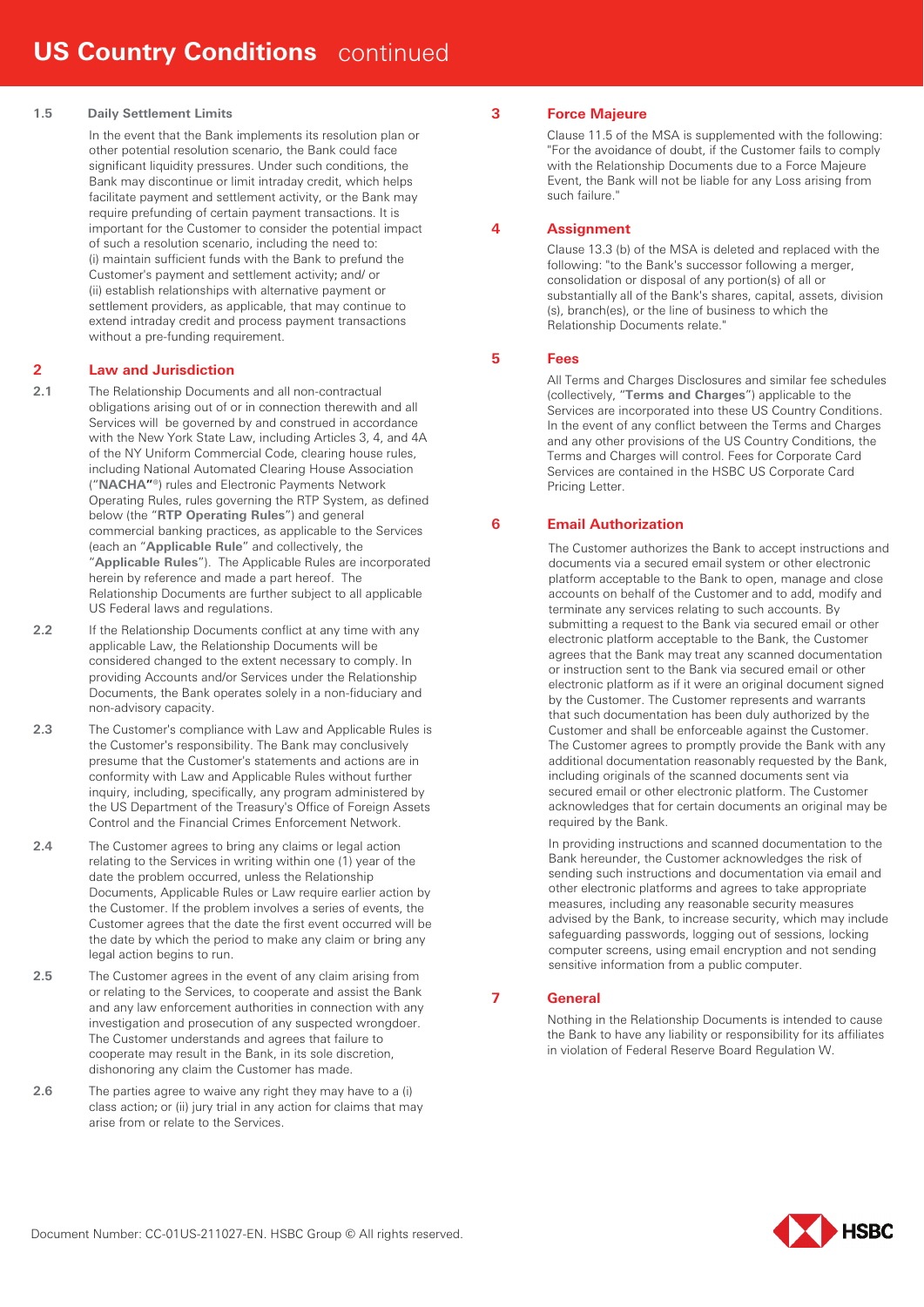**1.5 Daily Settlement Limits**

In the event that the Bank implements its resolution plan or other potential resolution scenario, the Bank could face significant liquidity pressures. Under such conditions, the Bank may discontinue or limit intraday credit, which helps facilitate payment and settlement activity, or the Bank may require prefunding of certain payment transactions. It is important for the Customer to consider the potential impact of such a resolution scenario, including the need to:
(i) maintain sufficient funds with the Bank to prefund the Customer's payment and settlement activity; and/ or
(ii) establish relationships with alternative payment or settlement providers, as applicable, that may continue to extend intraday credit and process payment transactions without a pre-funding requirement.

## 2 Law and Jurisdiction

2.1 The Relationship Documents and all non-contractual obligations arising out of or in connection therewith and all Services will be governed by and construed in accordance with the New York State Law, including Articles 3, 4, and 4A of the NY Uniform Commercial Code, clearing house rules, including National Automated Clearing House Association ("**NACHA**"®) rules and Electronic Payments Network Operating Rules, rules governing the RTP System, as defined below (the "**RTP Operating Rules**") and general commercial banking practices, as applicable to the Services (each an "**Applicable Rule**" and collectively, the "**Applicable Rules**"). The Applicable Rules are incorporated herein by reference and made a part hereof. The Relationship Documents are further subject to all applicable US Federal laws and regulations.

2.2 If the Relationship Documents conflict at any time with any applicable Law, the Relationship Documents will be considered changed to the extent necessary to comply. In providing Accounts and/or Services under the Relationship Documents, the Bank operates solely in a non-fiduciary and non-advisory capacity.

2.3 The Customer's compliance with Law and Applicable Rules is the Customer's responsibility. The Bank may conclusively presume that the Customer's statements and actions are in conformity with Law and Applicable Rules without further inquiry, including, specifically, any program administered by the US Department of the Treasury's Office of Foreign Assets Control and the Financial Crimes Enforcement Network.

2.4 The Customer agrees to bring any claims or legal action relating to the Services in writing within one (1) year of the date the problem occurred, unless the Relationship Documents, Applicable Rules or Law require earlier action by the Customer. If the problem involves a series of events, the Customer agrees that the date the first event occurred will be the date by which the period to make any claim or bring any legal action begins to run.

2.5 The Customer agrees in the event of any claim arising from or relating to the Services, to cooperate and assist the Bank and any law enforcement authorities in connection with any investigation and prosecution of any suspected wrongdoer. The Customer understands and agrees that failure to cooperate may result in the Bank, in its sole discretion, dishonoring any claim the Customer has made.

2.6 The parties agree to waive any right they may have to a (i) class action; or (ii) jury trial in any action for claims that may arise from or relate to the Services.

## 3 Force Majeure

Clause 11.5 of the MSA is supplemented with the following: "For the avoidance of doubt, if the Customer fails to comply with the Relationship Documents due to a Force Majeure Event, the Bank will not be liable for any Loss arising from such failure."

## 4 Assignment

Clause 13.3 (b) of the MSA is deleted and replaced with the following: "to the Bank's successor following a merger, consolidation or disposal of any portion(s) of all or substantially all of the Bank's shares, capital, assets, division (s), branch(es), or the line of business to which the Relationship Documents relate."

## 5 Fees

All Terms and Charges Disclosures and similar fee schedules (collectively, "**Terms and Charges**") applicable to the Services are incorporated into these US Country Conditions. In the event of any conflict between the Terms and Charges and any other provisions of the US Country Conditions, the Terms and Charges will control. Fees for Corporate Card Services are contained in the HSBC US Corporate Card Pricing Letter.

## 6 Email Authorization

The Customer authorizes the Bank to accept instructions and documents via a secured email system or other electronic platform acceptable to the Bank to open, manage and close accounts on behalf of the Customer and to add, modify and terminate any services relating to such accounts. By submitting a request to the Bank via secured email or other electronic platform acceptable to the Bank, the Customer agrees that the Bank may treat any scanned documentation or instruction sent to the Bank via secured email or other electronic platform as if it were an original document signed by the Customer. The Customer represents and warrants that such documentation has been duly authorized by the Customer and shall be enforceable against the Customer. The Customer agrees to promptly provide the Bank with any additional documentation reasonably requested by the Bank, including originals of the scanned documents sent via secured email or other electronic platform. The Customer acknowledges that for certain documents an original may be required by the Bank.

In providing instructions and scanned documentation to the Bank hereunder, the Customer acknowledges the risk of sending such instructions and documentation via email and other electronic platforms and agrees to take appropriate measures, including any reasonable security measures advised by the Bank, to increase security, which may include safeguarding passwords, logging out of sessions, locking computer screens, using email encryption and not sending sensitive information from a public computer.

## 7 General

Nothing in the Relationship Documents is intended to cause the Bank to have any liability or responsibility for its affiliates in violation of Federal Reserve Board Regulation W.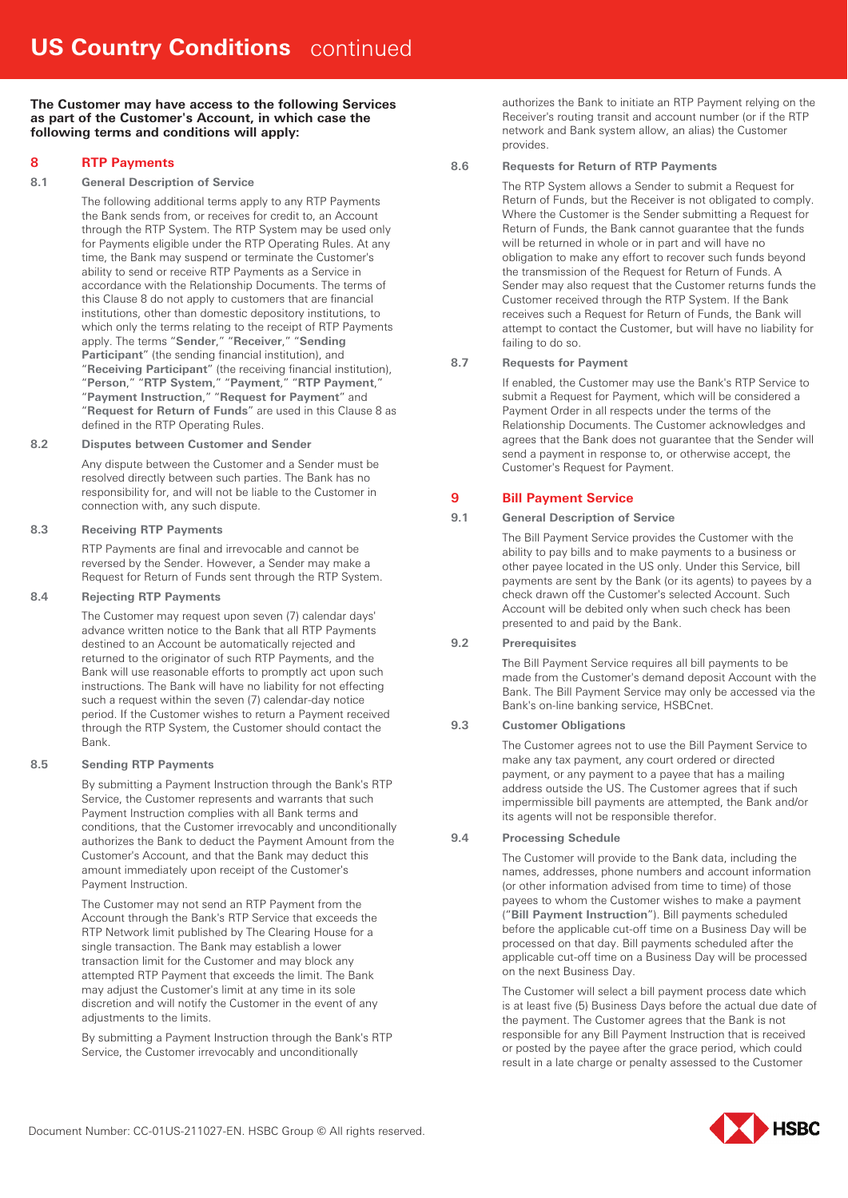**The Customer may have access to the following Services as part of the Customer's Account, in which case the following terms and conditions will apply:**

## 8 RTP Payments

### 8.1 General Description of Service

The following additional terms apply to any RTP Payments the Bank sends from, or receives for credit to, an Account through the RTP System. The RTP System may be used only for Payments eligible under the RTP Operating Rules. At any time, the Bank may suspend or terminate the Customer's ability to send or receive RTP Payments as a Service in accordance with the Relationship Documents. The terms of this Clause 8 do not apply to customers that are financial institutions, other than domestic depository institutions, to which only the terms relating to the receipt of RTP Payments apply. The terms "**Sender**," "**Receiver**," "**Sending Participant**" (the sending financial institution), and "**Receiving Participant**" (the receiving financial institution), "**Person**," "**RTP System**," "**Payment**," "**RTP Payment**," "**Payment Instruction**," "**Request for Payment**" and "**Request for Return of Funds**" are used in this Clause 8 as defined in the RTP Operating Rules.

### 8.2 Disputes between Customer and Sender

Any dispute between the Customer and a Sender must be resolved directly between such parties. The Bank has no responsibility for, and will not be liable to the Customer in connection with, any such dispute.

### 8.3 Receiving RTP Payments

RTP Payments are final and irrevocable and cannot be reversed by the Sender. However, a Sender may make a Request for Return of Funds sent through the RTP System.

### 8.4 Rejecting RTP Payments

The Customer may request upon seven (7) calendar days' advance written notice to the Bank that all RTP Payments destined to an Account be automatically rejected and returned to the originator of such RTP Payments, and the Bank will use reasonable efforts to promptly act upon such instructions. The Bank will have no liability for not effecting such a request within the seven (7) calendar-day notice period. If the Customer wishes to return a Payment received through the RTP System, the Customer should contact the Bank.

### 8.5 Sending RTP Payments

By submitting a Payment Instruction through the Bank's RTP Service, the Customer represents and warrants that such Payment Instruction complies with all Bank terms and conditions, that the Customer irrevocably and unconditionally authorizes the Bank to deduct the Payment Amount from the Customer's Account, and that the Bank may deduct this amount immediately upon receipt of the Customer's Payment Instruction.

The Customer may not send an RTP Payment from the Account through the Bank's RTP Service that exceeds the RTP Network limit published by The Clearing House for a single transaction. The Bank may establish a lower transaction limit for the Customer and may block any attempted RTP Payment that exceeds the limit. The Bank may adjust the Customer's limit at any time in its sole discretion and will notify the Customer in the event of any adjustments to the limits.

By submitting a Payment Instruction through the Bank's RTP Service, the Customer irrevocably and unconditionally authorizes the Bank to initiate an RTP Payment relying on the Receiver's routing transit and account number (or if the RTP network and Bank system allow, an alias) the Customer provides.

### 8.6 Requests for Return of RTP Payments

The RTP System allows a Sender to submit a Request for Return of Funds, but the Receiver is not obligated to comply. Where the Customer is the Sender submitting a Request for Return of Funds, the Bank cannot guarantee that the funds will be returned in whole or in part and will have no obligation to make any effort to recover such funds beyond the transmission of the Request for Return of Funds. A Sender may also request that the Customer returns funds the Customer received through the RTP System. If the Bank receives such a Request for Return of Funds, the Bank will attempt to contact the Customer, but will have no liability for failing to do so.

### 8.7 Requests for Payment

If enabled, the Customer may use the Bank's RTP Service to submit a Request for Payment, which will be considered a Payment Order in all respects under the terms of the Relationship Documents. The Customer acknowledges and agrees that the Bank does not guarantee that the Sender will send a payment in response to, or otherwise accept, the Customer's Request for Payment.

## 9 Bill Payment Service

### 9.1 General Description of Service

The Bill Payment Service provides the Customer with the ability to pay bills and to make payments to a business or other payee located in the US only. Under this Service, bill payments are sent by the Bank (or its agents) to payees by a check drawn off the Customer's selected Account. Such Account will be debited only when such check has been presented to and paid by the Bank.

### 9.2 Prerequisites

The Bill Payment Service requires all bill payments to be made from the Customer's demand deposit Account with the Bank. The Bill Payment Service may only be accessed via the Bank's on-line banking service, HSBCnet.

### 9.3 Customer Obligations

The Customer agrees not to use the Bill Payment Service to make any tax payment, any court ordered or directed payment, or any payment to a payee that has a mailing address outside the US. The Customer agrees that if such impermissible bill payments are attempted, the Bank and/or its agents will not be responsible therefor.

### 9.4 Processing Schedule

The Customer will provide to the Bank data, including the names, addresses, phone numbers and account information (or other information advised from time to time) of those payees to whom the Customer wishes to make a payment ("**Bill Payment Instruction**"). Bill payments scheduled before the applicable cut-off time on a Business Day will be processed on that day. Bill payments scheduled after the applicable cut-off time on a Business Day will be processed on the next Business Day.

The Customer will select a bill payment process date which is at least five (5) Business Days before the actual due date of the payment. The Customer agrees that the Bank is not responsible for any Bill Payment Instruction that is received or posted by the payee after the grace period, which could result in a late charge or penalty assessed to the Customer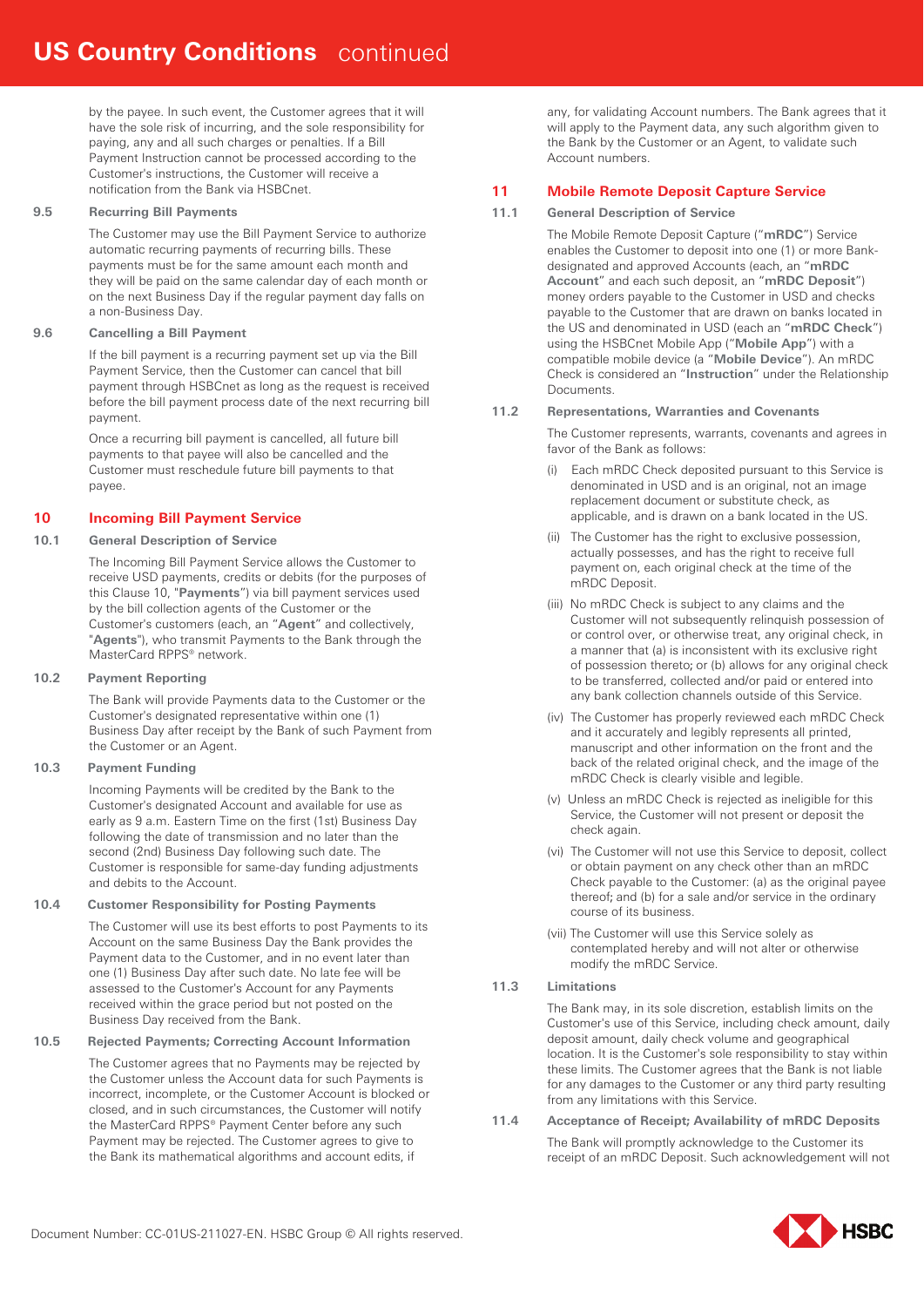by the payee. In such event, the Customer agrees that it will have the sole risk of incurring, and the sole responsibility for paying, any and all such charges or penalties. If a Bill Payment Instruction cannot be processed according to the Customer's instructions, the Customer will receive a notification from the Bank via HSBCnet.

**9.5 Recurring Bill Payments**

The Customer may use the Bill Payment Service to authorize automatic recurring payments of recurring bills. These payments must be for the same amount each month and they will be paid on the same calendar day of each month or on the next Business Day if the regular payment day falls on a non-Business Day.

**9.6 Cancelling a Bill Payment**

If the bill payment is a recurring payment set up via the Bill Payment Service, then the Customer can cancel that bill payment through HSBCnet as long as the request is received before the bill payment process date of the next recurring bill payment.

Once a recurring bill payment is cancelled, all future bill payments to that payee will also be cancelled and the Customer must reschedule future bill payments to that payee.

## 10 Incoming Bill Payment Service

**10.1 General Description of Service**

The Incoming Bill Payment Service allows the Customer to receive USD payments, credits or debits (for the purposes of this Clause 10, "**Payments**") via bill payment services used by the bill collection agents of the Customer or the Customer's customers (each, an "**Agent**" and collectively, "**Agents**"), who transmit Payments to the Bank through the MasterCard RPPS® network.

**10.2 Payment Reporting**

The Bank will provide Payments data to the Customer or the Customer's designated representative within one (1) Business Day after receipt by the Bank of such Payment from the Customer or an Agent.

**10.3 Payment Funding**

Incoming Payments will be credited by the Bank to the Customer's designated Account and available for use as early as 9 a.m. Eastern Time on the first (1st) Business Day following the date of transmission and no later than the second (2nd) Business Day following such date. The Customer is responsible for same-day funding adjustments and debits to the Account.

**10.4 Customer Responsibility for Posting Payments**

The Customer will use its best efforts to post Payments to its Account on the same Business Day the Bank provides the Payment data to the Customer, and in no event later than one (1) Business Day after such date. No late fee will be assessed to the Customer's Account for any Payments received within the grace period but not posted on the Business Day received from the Bank.

**10.5 Rejected Payments; Correcting Account Information**

The Customer agrees that no Payments may be rejected by the Customer unless the Account data for such Payments is incorrect, incomplete, or the Customer Account is blocked or closed, and in such circumstances, the Customer will notify the MasterCard RPPS® Payment Center before any such Payment may be rejected. The Customer agrees to give to the Bank its mathematical algorithms and account edits, if any, for validating Account numbers. The Bank agrees that it will apply to the Payment data, any such algorithm given to the Bank by the Customer or an Agent, to validate such Account numbers.

## 11 Mobile Remote Deposit Capture Service

**11.1 General Description of Service**

The Mobile Remote Deposit Capture ("**mRDC**") Service enables the Customer to deposit into one (1) or more Bank-designated and approved Accounts (each, an "**mRDC Account**" and each such deposit, an "**mRDC Deposit**") money orders payable to the Customer in USD and checks payable to the Customer that are drawn on banks located in the US and denominated in USD (each an "**mRDC Check**") using the HSBCnet Mobile App ("**Mobile App**") with a compatible mobile device (a "**Mobile Device**"). An mRDC Check is considered an "**Instruction**" under the Relationship Documents.

**11.2 Representations, Warranties and Covenants**

The Customer represents, warrants, covenants and agrees in favor of the Bank as follows:

(i) Each mRDC Check deposited pursuant to this Service is denominated in USD and is an original, not an image replacement document or substitute check, as applicable, and is drawn on a bank located in the US.

(ii) The Customer has the right to exclusive possession, actually possesses, and has the right to receive full payment on, each original check at the time of the mRDC Deposit.

(iii) No mRDC Check is subject to any claims and the Customer will not subsequently relinquish possession of or control over, or otherwise treat, any original check, in a manner that (a) is inconsistent with its exclusive right of possession thereto; or (b) allows for any original check to be transferred, collected and/or paid or entered into any bank collection channels outside of this Service.

(iv) The Customer has properly reviewed each mRDC Check and it accurately and legibly represents all printed, manuscript and other information on the front and the back of the related original check, and the image of the mRDC Check is clearly visible and legible.

(v) Unless an mRDC Check is rejected as ineligible for this Service, the Customer will not present or deposit the check again.

(vi) The Customer will not use this Service to deposit, collect or obtain payment on any check other than an mRDC Check payable to the Customer: (a) as the original payee thereof; and (b) for a sale and/or service in the ordinary course of its business.

(vii) The Customer will use this Service solely as contemplated hereby and will not alter or otherwise modify the mRDC Service.

**11.3 Limitations**

The Bank may, in its sole discretion, establish limits on the Customer's use of this Service, including check amount, daily deposit amount, daily check volume and geographical location. It is the Customer's sole responsibility to stay within these limits. The Customer agrees that the Bank is not liable for any damages to the Customer or any third party resulting from any limitations with this Service.

**11.4 Acceptance of Receipt; Availability of mRDC Deposits**

The Bank will promptly acknowledge to the Customer its receipt of an mRDC Deposit. Such acknowledgement will not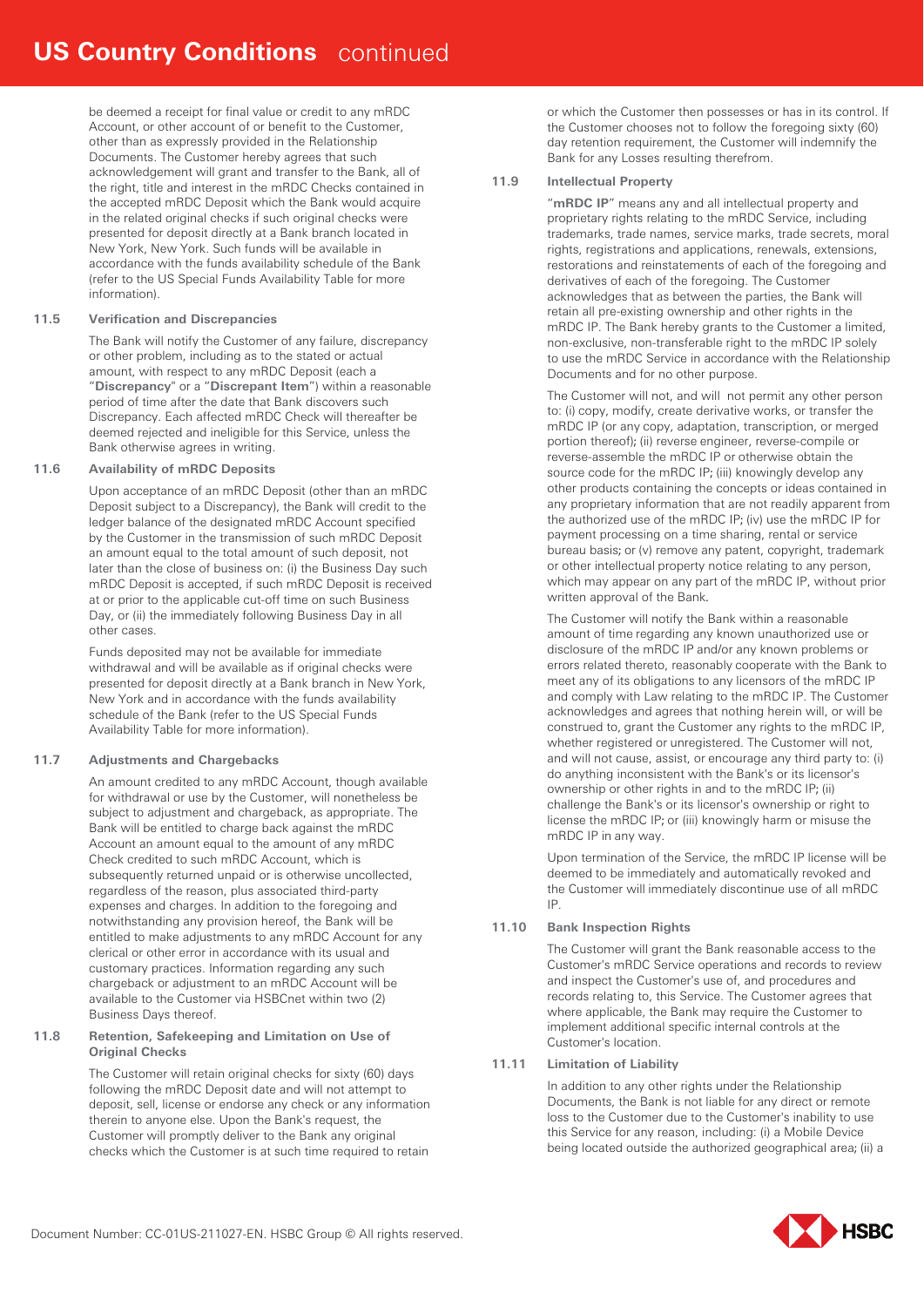be deemed a receipt for final value or credit to any mRDC Account, or other account of or benefit to the Customer, other than as expressly provided in the Relationship Documents. The Customer hereby agrees that such acknowledgement will grant and transfer to the Bank, all of the right, title and interest in the mRDC Checks contained in the accepted mRDC Deposit which the Bank would acquire in the related original checks if such original checks were presented for deposit directly at a Bank branch located in New York, New York. Such funds will be available in accordance with the funds availability schedule of the Bank (refer to the US Special Funds Availability Table for more information).

**11.5 Verification and Discrepancies**

The Bank will notify the Customer of any failure, discrepancy or other problem, including as to the stated or actual amount, with respect to any mRDC Deposit (each a "**Discrepancy**" or a "**Discrepant Item**") within a reasonable period of time after the date that Bank discovers such Discrepancy. Each affected mRDC Check will thereafter be deemed rejected and ineligible for this Service, unless the Bank otherwise agrees in writing.

**11.6 Availability of mRDC Deposits**

Upon acceptance of an mRDC Deposit (other than an mRDC Deposit subject to a Discrepancy), the Bank will credit to the ledger balance of the designated mRDC Account specified by the Customer in the transmission of such mRDC Deposit an amount equal to the total amount of such deposit, not later than the close of business on: (i) the Business Day such mRDC Deposit is accepted, if such mRDC Deposit is received at or prior to the applicable cut-off time on such Business Day, or (ii) the immediately following Business Day in all other cases.

Funds deposited may not be available for immediate withdrawal and will be available as if original checks were presented for deposit directly at a Bank branch in New York, New York and in accordance with the funds availability schedule of the Bank (refer to the US Special Funds Availability Table for more information).

**11.7 Adjustments and Chargebacks**

An amount credited to any mRDC Account, though available for withdrawal or use by the Customer, will nonetheless be subject to adjustment and chargeback, as appropriate. The Bank will be entitled to charge back against the mRDC Account an amount equal to the amount of any mRDC Check credited to such mRDC Account, which is subsequently returned unpaid or is otherwise uncollected, regardless of the reason, plus associated third-party expenses and charges. In addition to the foregoing and notwithstanding any provision hereof, the Bank will be entitled to make adjustments to any mRDC Account for any clerical or other error in accordance with its usual and customary practices. Information regarding any such chargeback or adjustment to an mRDC Account will be available to the Customer via HSBCnet within two (2) Business Days thereof.

**11.8 Retention, Safekeeping and Limitation on Use of Original Checks**

The Customer will retain original checks for sixty (60) days following the mRDC Deposit date and will not attempt to deposit, sell, license or endorse any check or any information therein to anyone else. Upon the Bank's request, the Customer will promptly deliver to the Bank any original checks which the Customer is at such time required to retain or which the Customer then possesses or has in its control. If the Customer chooses not to follow the foregoing sixty (60) day retention requirement, the Customer will indemnify the Bank for any Losses resulting therefrom.

**11.9 Intellectual Property**

"**mRDC IP**" means any and all intellectual property and proprietary rights relating to the mRDC Service, including trademarks, trade names, service marks, trade secrets, moral rights, registrations and applications, renewals, extensions, restorations and reinstatements of each of the foregoing and derivatives of each of the foregoing. The Customer acknowledges that as between the parties, the Bank will retain all pre-existing ownership and other rights in the mRDC IP. The Bank hereby grants to the Customer a limited, non-exclusive, non-transferable right to the mRDC IP solely to use the mRDC Service in accordance with the Relationship Documents and for no other purpose.

The Customer will not, and will not permit any other person to: (i) copy, modify, create derivative works, or transfer the mRDC IP (or any copy, adaptation, transcription, or merged portion thereof); (ii) reverse engineer, reverse-compile or reverse-assemble the mRDC IP or otherwise obtain the source code for the mRDC IP; (iii) knowingly develop any other products containing the concepts or ideas contained in any proprietary information that are not readily apparent from the authorized use of the mRDC IP; (iv) use the mRDC IP for payment processing on a time sharing, rental or service bureau basis; or (v) remove any patent, copyright, trademark or other intellectual property notice relating to any person, which may appear on any part of the mRDC IP, without prior written approval of the Bank.

The Customer will notify the Bank within a reasonable amount of time regarding any known unauthorized use or disclosure of the mRDC IP and/or any known problems or errors related thereto, reasonably cooperate with the Bank to meet any of its obligations to any licensors of the mRDC IP and comply with Law relating to the mRDC IP. The Customer acknowledges and agrees that nothing herein will, or will be construed to, grant the Customer any rights to the mRDC IP, whether registered or unregistered. The Customer will not, and will not cause, assist, or encourage any third party to: (i) do anything inconsistent with the Bank's or its licensor's ownership or other rights in and to the mRDC IP; (ii) challenge the Bank's or its licensor's ownership or right to license the mRDC IP; or (iii) knowingly harm or misuse the mRDC IP in any way.

Upon termination of the Service, the mRDC IP license will be deemed to be immediately and automatically revoked and the Customer will immediately discontinue use of all mRDC IP.

**11.10 Bank Inspection Rights**

The Customer will grant the Bank reasonable access to the Customer's mRDC Service operations and records to review and inspect the Customer's use of, and procedures and records relating to, this Service. The Customer agrees that where applicable, the Bank may require the Customer to implement additional specific internal controls at the Customer's location.

**11.11 Limitation of Liability**

In addition to any other rights under the Relationship Documents, the Bank is not liable for any direct or remote loss to the Customer due to the Customer's inability to use this Service for any reason, including: (i) a Mobile Device being located outside the authorized geographical area; (ii) a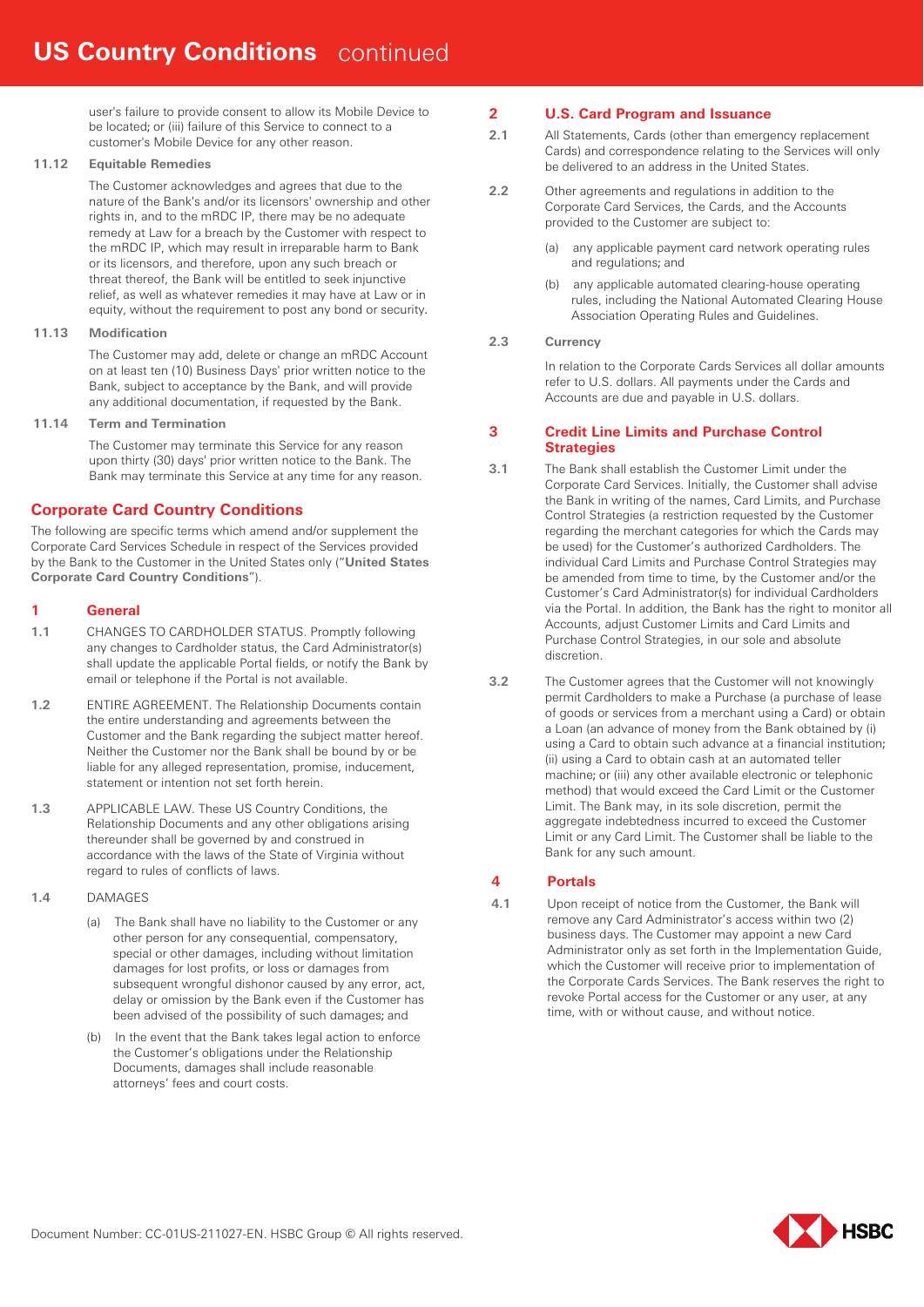user's failure to provide consent to allow its Mobile Device to be located; or (iii) failure of this Service to connect to a customer's Mobile Device for any other reason.

**11.12 Equitable Remedies**

The Customer acknowledges and agrees that due to the nature of the Bank's and/or its licensors' ownership and other rights in, and to the mRDC IP, there may be no adequate remedy at Law for a breach by the Customer with respect to the mRDC IP, which may result in irreparable harm to Bank or its licensors, and therefore, upon any such breach or threat thereof, the Bank will be entitled to seek injunctive relief, as well as whatever remedies it may have at Law or in equity, without the requirement to post any bond or security.

**11.13 Modification**

The Customer may add, delete or change an mRDC Account on at least ten (10) Business Days' prior written notice to the Bank, subject to acceptance by the Bank, and will provide any additional documentation, if requested by the Bank.

**11.14 Term and Termination**

The Customer may terminate this Service for any reason upon thirty (30) days' prior written notice to the Bank. The Bank may terminate this Service at any time for any reason.

## Corporate Card Country Conditions

The following are specific terms which amend and/or supplement the Corporate Card Services Schedule in respect of the Services provided by the Bank to the Customer in the United States only ("**United States Corporate Card Country Conditions**").

### 1 General

**1.1** CHANGES TO CARDHOLDER STATUS. Promptly following any changes to Cardholder status, the Card Administrator(s) shall update the applicable Portal fields, or notify the Bank by email or telephone if the Portal is not available.

**1.2** ENTIRE AGREEMENT. The Relationship Documents contain the entire understanding and agreements between the Customer and the Bank regarding the subject matter hereof. Neither the Customer nor the Bank shall be bound by or be liable for any alleged representation, promise, inducement, statement or intention not set forth herein.

**1.3** APPLICABLE LAW. These US Country Conditions, the Relationship Documents and any other obligations arising thereunder shall be governed by and construed in accordance with the laws of the State of Virginia without regard to rules of conflicts of laws.

**1.4** DAMAGES

(a) The Bank shall have no liability to the Customer or any other person for any consequential, compensatory, special or other damages, including without limitation damages for lost profits, or loss or damages from subsequent wrongful dishonor caused by any error, act, delay or omission by the Bank even if the Customer has been advised of the possibility of such damages; and

(b) In the event that the Bank takes legal action to enforce the Customer's obligations under the Relationship Documents, damages shall include reasonable attorneys' fees and court costs.

### 2 U.S. Card Program and Issuance

**2.1** All Statements, Cards (other than emergency replacement Cards) and correspondence relating to the Services will only be delivered to an address in the United States.

**2.2** Other agreements and regulations in addition to the Corporate Card Services, the Cards, and the Accounts provided to the Customer are subject to:

(a) any applicable payment card network operating rules and regulations; and

(b) any applicable automated clearing-house operating rules, including the National Automated Clearing House Association Operating Rules and Guidelines.

**2.3 Currency**

In relation to the Corporate Cards Services all dollar amounts refer to U.S. dollars. All payments under the Cards and Accounts are due and payable in U.S. dollars.

### 3 Credit Line Limits and Purchase Control Strategies

**3.1** The Bank shall establish the Customer Limit under the Corporate Card Services. Initially, the Customer shall advise the Bank in writing of the names, Card Limits, and Purchase Control Strategies (a restriction requested by the Customer regarding the merchant categories for which the Cards may be used) for the Customer's authorized Cardholders. The individual Card Limits and Purchase Control Strategies may be amended from time to time, by the Customer and/or the Customer's Card Administrator(s) for individual Cardholders via the Portal. In addition, the Bank has the right to monitor all Accounts, adjust Customer Limits and Card Limits and Purchase Control Strategies, in our sole and absolute discretion.

**3.2** The Customer agrees that the Customer will not knowingly permit Cardholders to make a Purchase (a purchase of lease of goods or services from a merchant using a Card) or obtain a Loan (an advance of money from the Bank obtained by (i) using a Card to obtain such advance at a financial institution; (ii) using a Card to obtain cash at an automated teller machine; or (iii) any other available electronic or telephonic method) that would exceed the Card Limit or the Customer Limit. The Bank may, in its sole discretion, permit the aggregate indebtedness incurred to exceed the Customer Limit or any Card Limit. The Customer shall be liable to the Bank for any such amount.

### 4 Portals

**4.1** Upon receipt of notice from the Customer, the Bank will remove any Card Administrator's access within two (2) business days. The Customer may appoint a new Card Administrator only as set forth in the Implementation Guide, which the Customer will receive prior to implementation of the Corporate Cards Services. The Bank reserves the right to revoke Portal access for the Customer or any user, at any time, with or without cause, and without notice.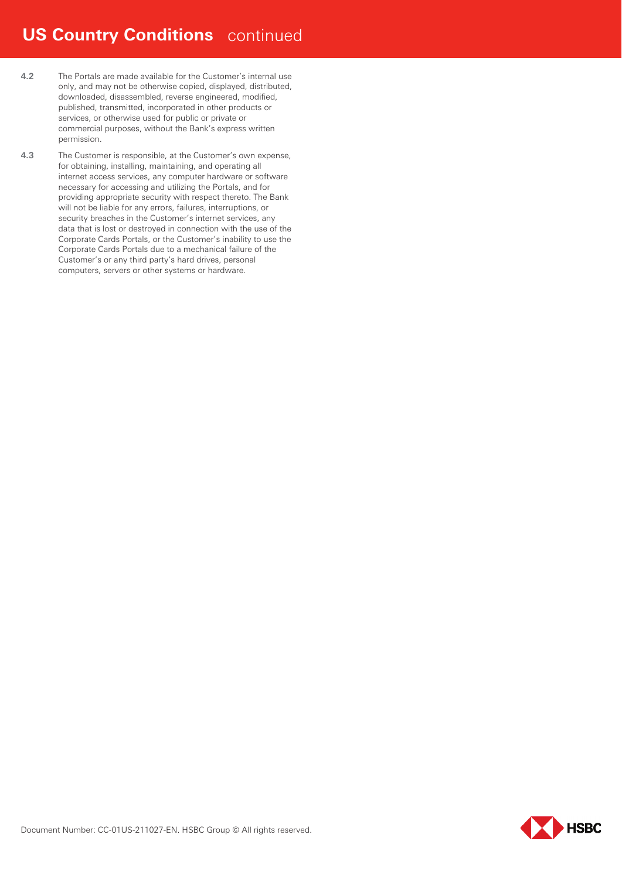**4.2** The Portals are made available for the Customer's internal use only, and may not be otherwise copied, displayed, distributed, downloaded, disassembled, reverse engineered, modified, published, transmitted, incorporated in other products or services, or otherwise used for public or private or commercial purposes, without the Bank's express written permission.

**4.3** The Customer is responsible, at the Customer's own expense, for obtaining, installing, maintaining, and operating all internet access services, any computer hardware or software necessary for accessing and utilizing the Portals, and for providing appropriate security with respect thereto. The Bank will not be liable for any errors, failures, interruptions, or security breaches in the Customer's internet services, any data that is lost or destroyed in connection with the use of the Corporate Cards Portals, or the Customer's inability to use the Corporate Cards Portals due to a mechanical failure of the Customer's or any third party's hard drives, personal computers, servers or other systems or hardware.